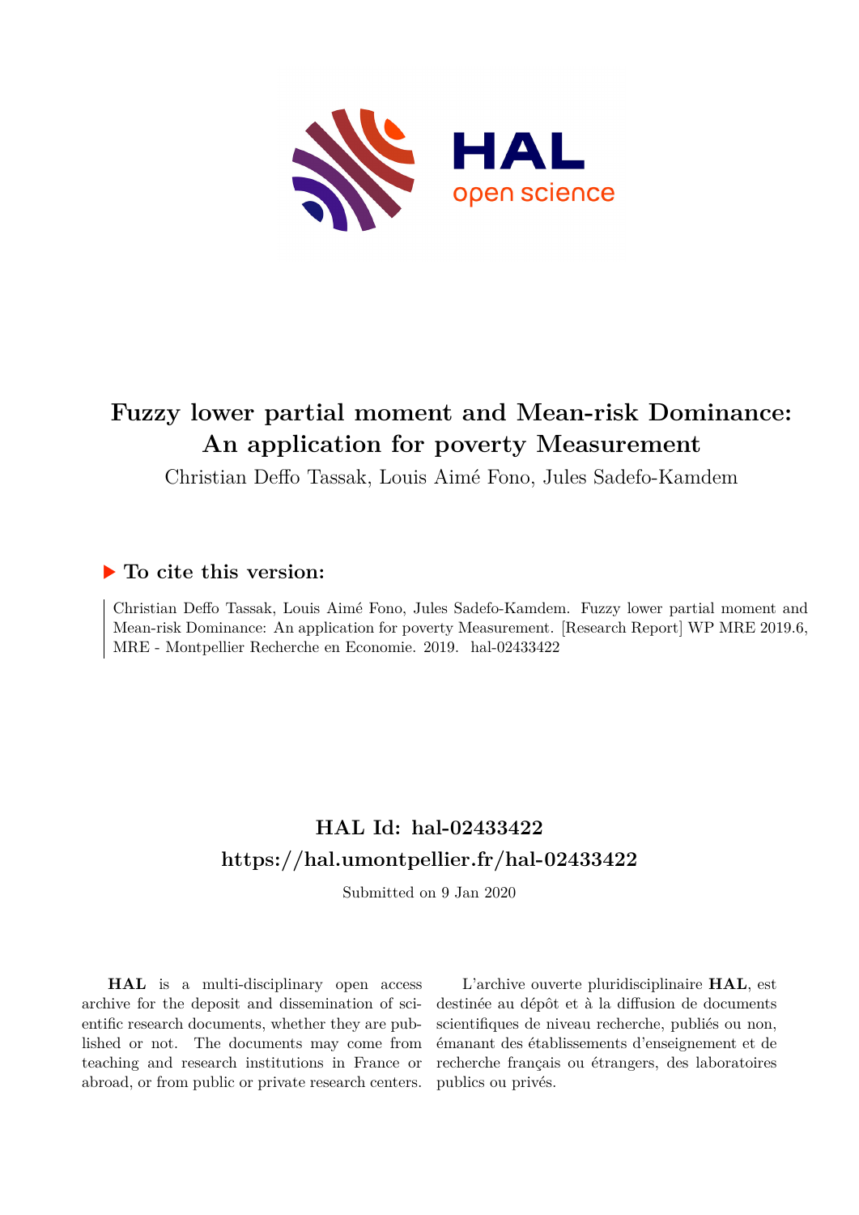# Fuzzy lower partial moment and Mean-risk Dominance: An application for poverty Measurement

Christian Deffo Tassak, Louis Aimé Fono, Jules Sadefo-Kamdem

## ▶ To cite this version:

Christian Deffo Tassak, Louis Aimé Fono, Jules Sadefo-Kamdem. Fuzzy lower partial moment and Mean-risk Dominance: An application for poverty Measurement. [Research Report] WP MRE 2019.6, MRE - Montpellier Recherche en Economie. 2019. hal-02433422

## HAL Id: hal-02433422
## https://hal.umontpellier.fr/hal-02433422

Submitted on 9 Jan 2020

**HAL** is a multi-disciplinary open access archive for the deposit and dissemination of scientific research documents, whether they are published or not. The documents may come from teaching and research institutions in France or abroad, or from public or private research centers.

L'archive ouverte pluridisciplinaire **HAL**, est destinée au dépôt et à la diffusion de documents scientifiques de niveau recherche, publiés ou non, émanant des établissements d'enseignement et de recherche français ou étrangers, des laboratoires publics ou privés.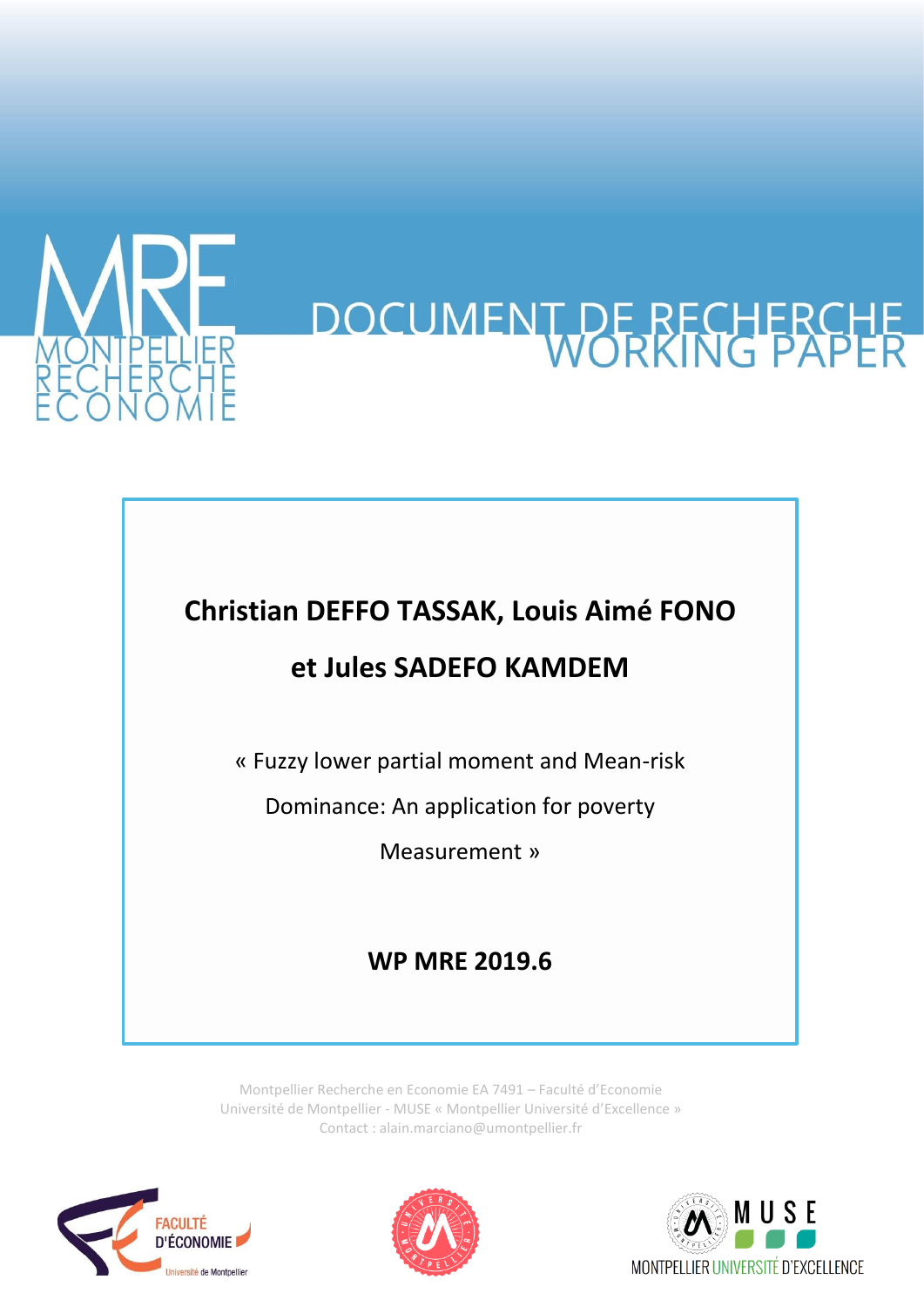# DOCUMENT DE RECHERCHE
# WORKING PAPER

**Christian DEFFO TASSAK, Louis Aimé FONO**

**et Jules SADEFO KAMDEM**

« Fuzzy lower partial moment and Mean-risk Dominance: An application for poverty Measurement »

**WP MRE 2019.6**

Montpellier Recherche en Economie EA 7491 – Faculté d'Economie
Université de Montpellier - MUSE « Montpellier Université d'Excellence »
Contact : alain.marciano@umontpellier.fr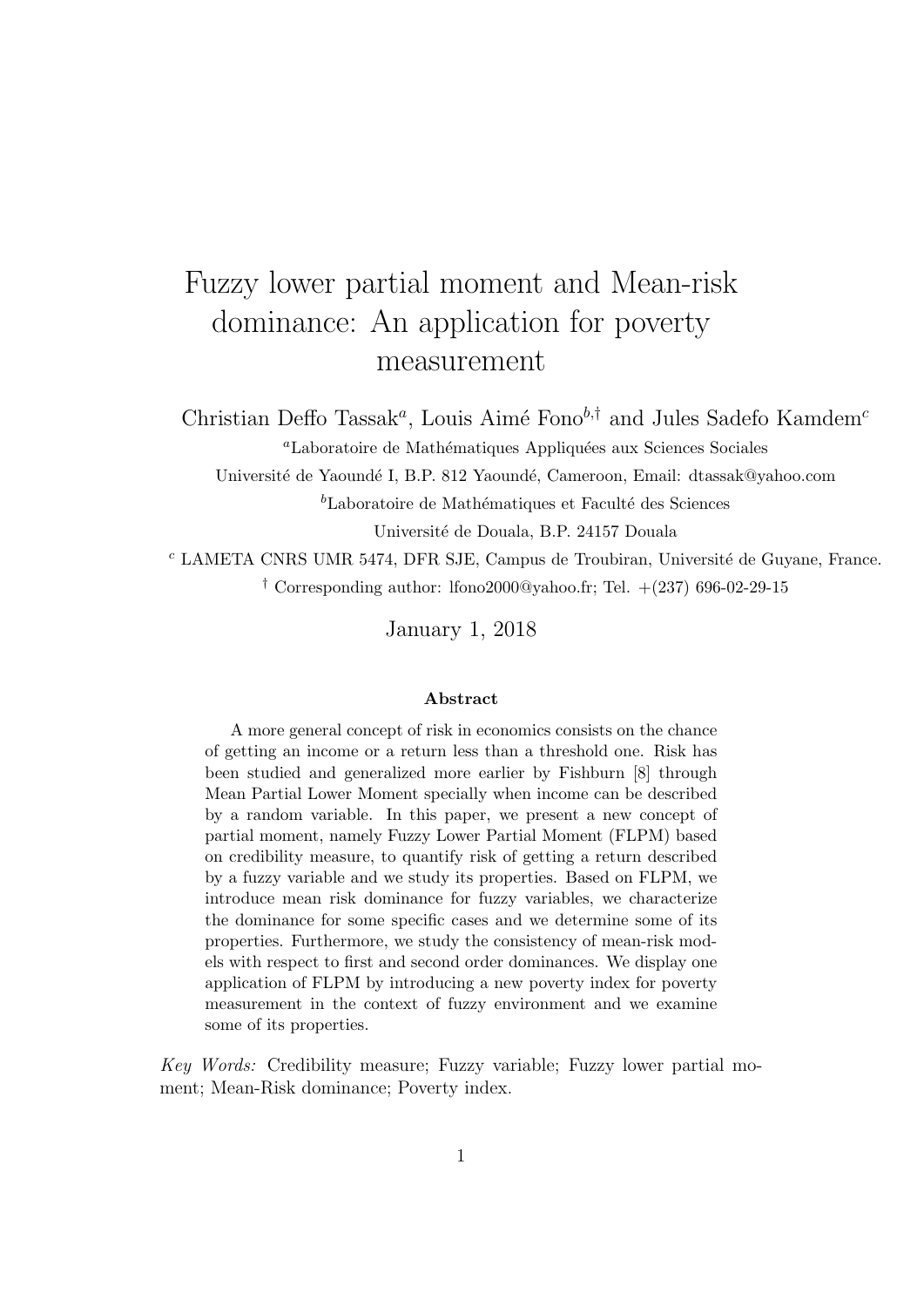# Fuzzy lower partial moment and Mean-risk dominance: An application for poverty measurement

Christian Deffo Tassak[a], Louis Aimé Fono[b,†] and Jules Sadefo Kamdem[c]

[a]Laboratoire de Mathématiques Appliquées aux Sciences Sociales

Université de Yaoundé I, B.P. 812 Yaoundé, Cameroon, Email: dtassak@yahoo.com

[b]Laboratoire de Mathématiques et Faculté des Sciences

Université de Douala, B.P. 24157 Douala

[c] LAMETA CNRS UMR 5474, DFR SJE, Campus de Troubiran, Université de Guyane, France.

[†] Corresponding author: lfono2000@yahoo.fr; Tel. +(237) 696-02-29-15

January 1, 2018

**Abstract**

A more general concept of risk in economics consists on the chance of getting an income or a return less than a threshold one. Risk has been studied and generalized more earlier by Fishburn [8] through Mean Partial Lower Moment specially when income can be described by a random variable. In this paper, we present a new concept of partial moment, namely Fuzzy Lower Partial Moment (FLPM) based on credibility measure, to quantify risk of getting a return described by a fuzzy variable and we study its properties. Based on FLPM, we introduce mean risk dominance for fuzzy variables, we characterize the dominance for some specific cases and we determine some of its properties. Furthermore, we study the consistency of mean-risk models with respect to first and second order dominances. We display one application of FLPM by introducing a new poverty index for poverty measurement in the context of fuzzy environment and we examine some of its properties.

*Key Words:* Credibility measure; Fuzzy variable; Fuzzy lower partial moment; Mean-Risk dominance; Poverty index.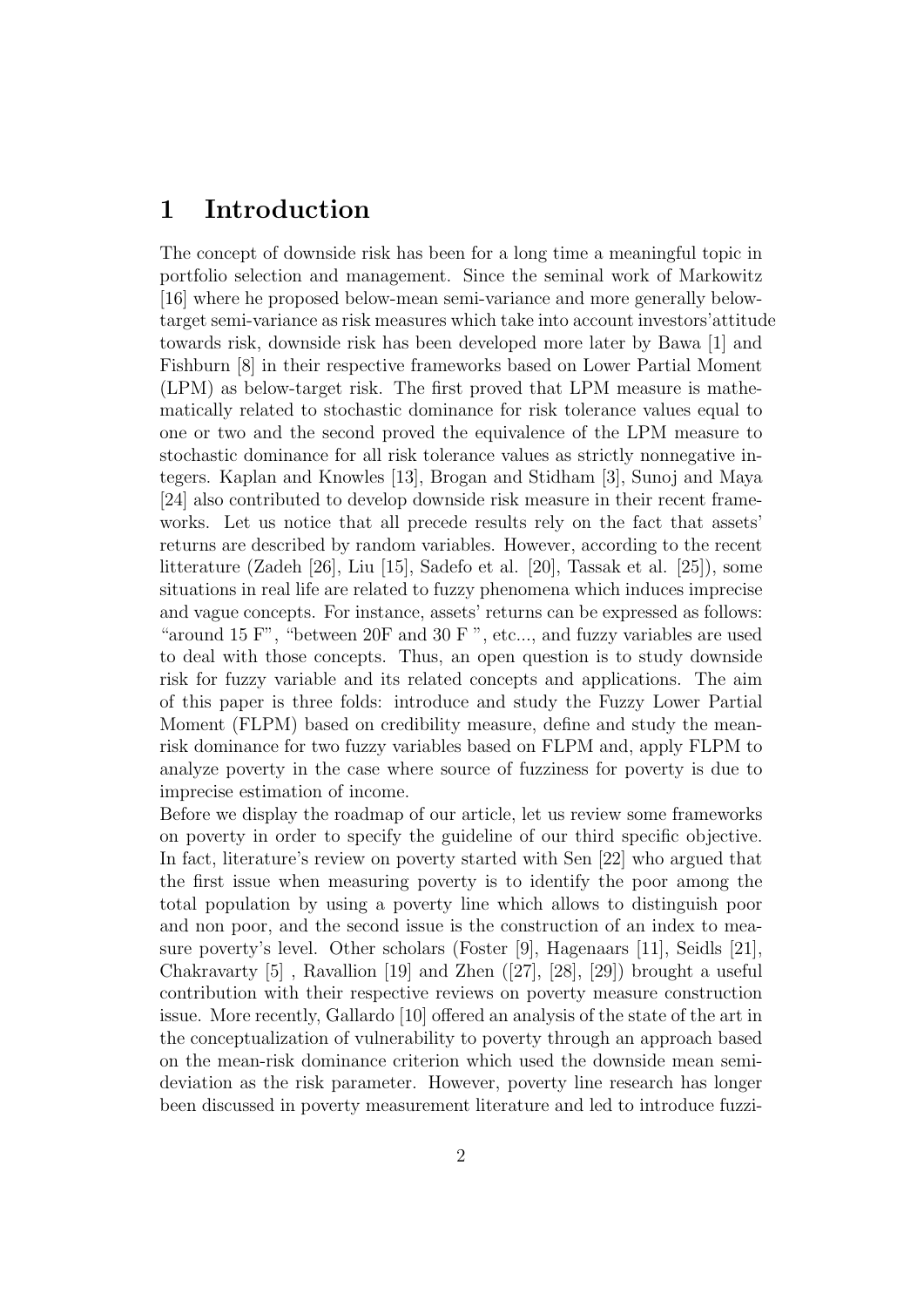# 1 Introduction

The concept of downside risk has been for a long time a meaningful topic in portfolio selection and management. Since the seminal work of Markowitz [16] where he proposed below-mean semi-variance and more generally below-target semi-variance as risk measures which take into account investors'attitude towards risk, downside risk has been developed more later by Bawa [1] and Fishburn [8] in their respective frameworks based on Lower Partial Moment (LPM) as below-target risk. The first proved that LPM measure is mathematically related to stochastic dominance for risk tolerance values equal to one or two and the second proved the equivalence of the LPM measure to stochastic dominance for all risk tolerance values as strictly nonnegative integers. Kaplan and Knowles [13], Brogan and Stidham [3], Sunoj and Maya [24] also contributed to develop downside risk measure in their recent frameworks. Let us notice that all precede results rely on the fact that assets' returns are described by random variables. However, according to the recent litterature (Zadeh [26], Liu [15], Sadefo et al. [20], Tassak et al. [25]), some situations in real life are related to fuzzy phenomena which induces imprecise and vague concepts. For instance, assets' returns can be expressed as follows: "around 15 F", "between 20F and 30 F ", etc..., and fuzzy variables are used to deal with those concepts. Thus, an open question is to study downside risk for fuzzy variable and its related concepts and applications. The aim of this paper is three folds: introduce and study the Fuzzy Lower Partial Moment (FLPM) based on credibility measure, define and study the mean-risk dominance for two fuzzy variables based on FLPM and, apply FLPM to analyze poverty in the case where source of fuzziness for poverty is due to imprecise estimation of income.

Before we display the roadmap of our article, let us review some frameworks on poverty in order to specify the guideline of our third specific objective. In fact, literature's review on poverty started with Sen [22] who argued that the first issue when measuring poverty is to identify the poor among the total population by using a poverty line which allows to distinguish poor and non poor, and the second issue is the construction of an index to measure poverty's level. Other scholars (Foster [9], Hagenaars [11], Seidls [21], Chakravarty [5] , Ravallion [19] and Zhen ([27], [28], [29]) brought a useful contribution with their respective reviews on poverty measure construction issue. More recently, Gallardo [10] offered an analysis of the state of the art in the conceptualization of vulnerability to poverty through an approach based on the mean-risk dominance criterion which used the downside mean semi-deviation as the risk parameter. However, poverty line research has longer been discussed in poverty measurement literature and led to introduce fuzzi-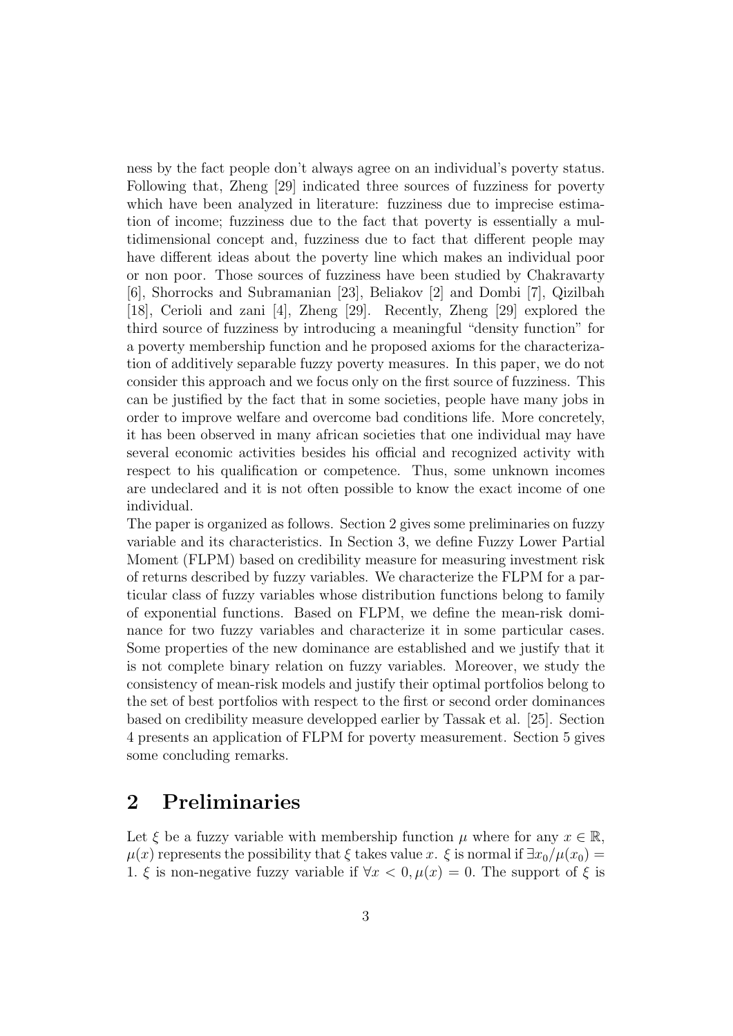ness by the fact people don't always agree on an individual's poverty status. Following that, Zheng [29] indicated three sources of fuzziness for poverty which have been analyzed in literature: fuzziness due to imprecise estimation of income; fuzziness due to the fact that poverty is essentially a multidimensional concept and, fuzziness due to fact that different people may have different ideas about the poverty line which makes an individual poor or non poor. Those sources of fuzziness have been studied by Chakravarty [6], Shorrocks and Subramanian [23], Beliakov [2] and Dombi [7], Qizilbah [18], Cerioli and zani [4], Zheng [29]. Recently, Zheng [29] explored the third source of fuzziness by introducing a meaningful "density function" for a poverty membership function and he proposed axioms for the characterization of additively separable fuzzy poverty measures. In this paper, we do not consider this approach and we focus only on the first source of fuzziness. This can be justified by the fact that in some societies, people have many jobs in order to improve welfare and overcome bad conditions life. More concretely, it has been observed in many african societies that one individual may have several economic activities besides his official and recognized activity with respect to his qualification or competence. Thus, some unknown incomes are undeclared and it is not often possible to know the exact income of one individual.

The paper is organized as follows. Section 2 gives some preliminaries on fuzzy variable and its characteristics. In Section 3, we define Fuzzy Lower Partial Moment (FLPM) based on credibility measure for measuring investment risk of returns described by fuzzy variables. We characterize the FLPM for a particular class of fuzzy variables whose distribution functions belong to family of exponential functions. Based on FLPM, we define the mean-risk dominance for two fuzzy variables and characterize it in some particular cases. Some properties of the new dominance are established and we justify that it is not complete binary relation on fuzzy variables. Moreover, we study the consistency of mean-risk models and justify their optimal portfolios belong to the set of best portfolios with respect to the first or second order dominances based on credibility measure developped earlier by Tassak et al. [25]. Section 4 presents an application of FLPM for poverty measurement. Section 5 gives some concluding remarks.

## 2 Preliminaries

Let $\xi$ be a fuzzy variable with membership function $\mu$ where for any $x \in \mathbb{R}$, $\mu(x)$ represents the possibility that $\xi$ takes value $x$. $\xi$ is normal if $\exists x_0 / \mu(x_0) = 1$. $\xi$ is non-negative fuzzy variable if $\forall x < 0, \mu(x) = 0$. The support of $\xi$ is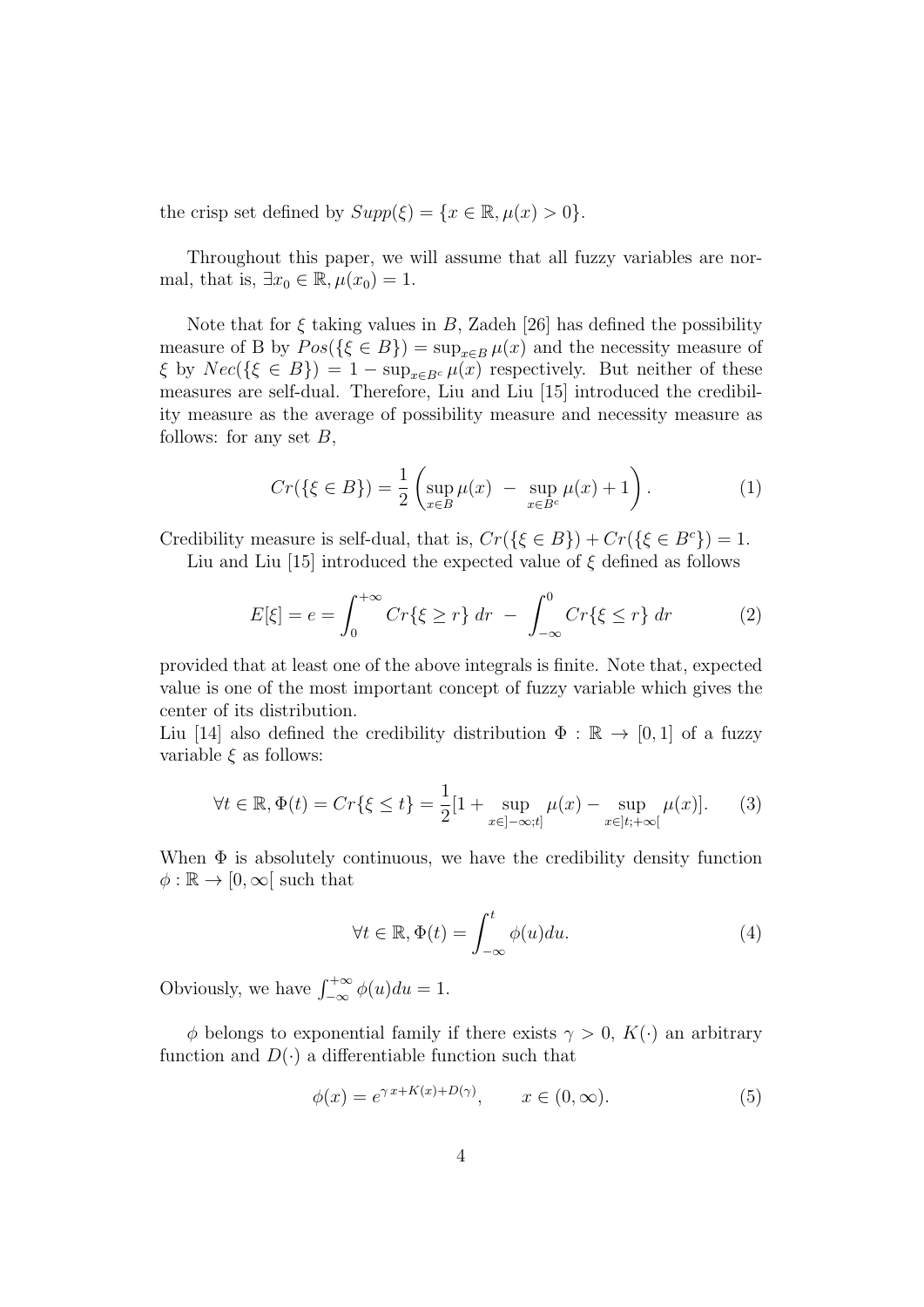the crisp set defined by $Supp(\xi) = \{x \in \mathbb{R}, \mu(x) > 0\}$.

Throughout this paper, we will assume that all fuzzy variables are normal, that is, $\exists x_0 \in \mathbb{R}, \mu(x_0) = 1$.

Note that for $\xi$ taking values in $B$, Zadeh [26] has defined the possibility measure of B by $Pos(\{\xi \in B\}) = \sup_{x \in B} \mu(x)$ and the necessity measure of $\xi$ by $Nec(\{\xi \in B\}) = 1 - \sup_{x \in B^c} \mu(x)$ respectively. But neither of these measures are self-dual. Therefore, Liu and Liu [15] introduced the credibility measure as the average of possibility measure and necessity measure as follows: for any set $B$,

$$Cr(\{\xi \in B\}) = \frac{1}{2}\left(\sup_{x \in B} \mu(x) \; - \; \sup_{x \in B^c} \mu(x) + 1\right). \tag{1}$$

Credibility measure is self-dual, that is, $Cr(\{\xi \in B\}) + Cr(\{\xi \in B^c\}) = 1$.

Liu and Liu [15] introduced the expected value of $\xi$ defined as follows

$$E[\xi] = e = \int_0^{+\infty} Cr\{\xi \geq r\}\, dr \; - \; \int_{-\infty}^0 Cr\{\xi \leq r\}\, dr \tag{2}$$

provided that at least one of the above integrals is finite. Note that, expected value is one of the most important concept of fuzzy variable which gives the center of its distribution.

Liu [14] also defined the credibility distribution $\Phi : \mathbb{R} \to [0, 1]$ of a fuzzy variable $\xi$ as follows:

$$\forall t \in \mathbb{R}, \Phi(t) = Cr\{\xi \leq t\} = \frac{1}{2}[1 + \sup_{x \in ]-\infty; t]} \mu(x) - \sup_{x \in ]t; +\infty[} \mu(x)]. \tag{3}$$

When $\Phi$ is absolutely continuous, we have the credibility density function $\phi : \mathbb{R} \to [0, \infty[$ such that

$$\forall t \in \mathbb{R}, \Phi(t) = \int_{-\infty}^{t} \phi(u) du. \tag{4}$$

Obviously, we have $\int_{-\infty}^{+\infty} \phi(u) du = 1$.

$\phi$ belongs to exponential family if there exists $\gamma > 0$, $K(\cdot)$ an arbitrary function and $D(\cdot)$ a differentiable function such that

$$\phi(x) = e^{\gamma\, x + K(x) + D(\gamma)}, \qquad x \in (0, \infty). \tag{5}$$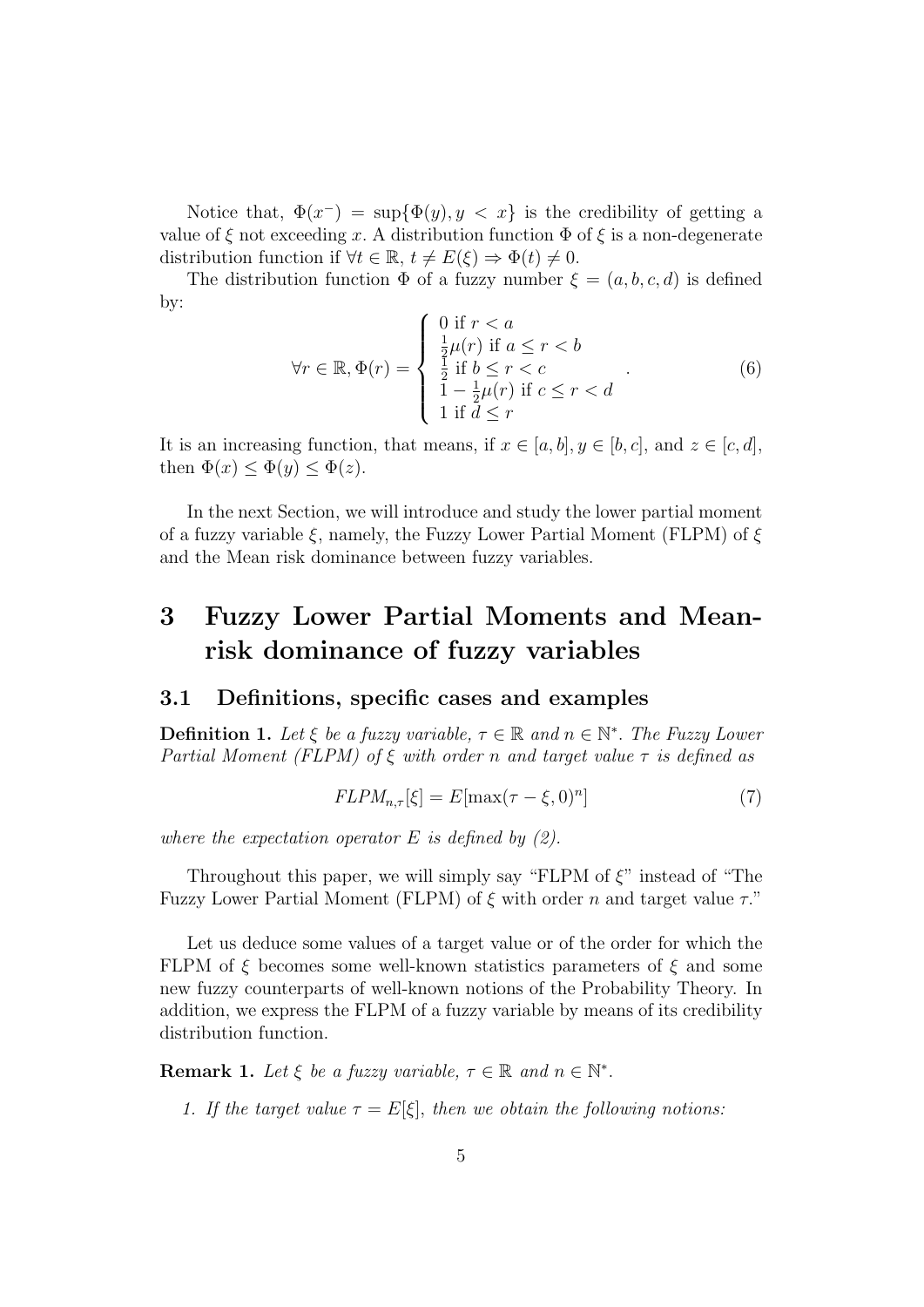Notice that, $\Phi(x^-) = \sup\{\Phi(y), y < x\}$ is the credibility of getting a value of $\xi$ not exceeding $x$. A distribution function $\Phi$ of $\xi$ is a non-degenerate distribution function if $\forall t \in \mathbb{R}$, $t \neq E(\xi) \Rightarrow \Phi(t) \neq 0$.

The distribution function $\Phi$ of a fuzzy number $\xi = (a, b, c, d)$ is defined by:

$$\forall r \in \mathbb{R}, \Phi(r) = \left\{ \begin{array}{l} 0 \text{ if } r < a \\ \frac{1}{2}\mu(r) \text{ if } a \leq r < b \\ \frac{1}{2} \text{ if } b \leq r < c \\ 1 - \frac{1}{2}\mu(r) \text{ if } c \leq r < d \\ 1 \text{ if } d \leq r \end{array} \right. . \tag{6}$$

It is an increasing function, that means, if $x \in [a, b], y \in [b, c]$, and $z \in [c, d]$, then $\Phi(x) \leq \Phi(y) \leq \Phi(z)$.

In the next Section, we will introduce and study the lower partial moment of a fuzzy variable $\xi$, namely, the Fuzzy Lower Partial Moment (FLPM) of $\xi$ and the Mean risk dominance between fuzzy variables.

# 3 Fuzzy Lower Partial Moments and Mean-risk dominance of fuzzy variables

## 3.1 Definitions, specific cases and examples

**Definition 1.** *Let $\xi$ be a fuzzy variable, $\tau \in \mathbb{R}$ and $n \in \mathbb{N}^*$. The Fuzzy Lower Partial Moment (FLPM) of $\xi$ with order $n$ and target value $\tau$ is defined as*

$$FLPM_{n,\tau}[\xi] = E[\max(\tau - \xi, 0)^n] \tag{7}$$

*where the expectation operator $E$ is defined by (2).*

Throughout this paper, we will simply say "FLPM of $\xi$" instead of "The Fuzzy Lower Partial Moment (FLPM) of $\xi$ with order $n$ and target value $\tau$."

Let us deduce some values of a target value or of the order for which the FLPM of $\xi$ becomes some well-known statistics parameters of $\xi$ and some new fuzzy counterparts of well-known notions of the Probability Theory. In addition, we express the FLPM of a fuzzy variable by means of its credibility distribution function.

**Remark 1.** *Let $\xi$ be a fuzzy variable, $\tau \in \mathbb{R}$ and $n \in \mathbb{N}^*$.*

1. *If the target value $\tau = E[\xi]$, then we obtain the following notions:*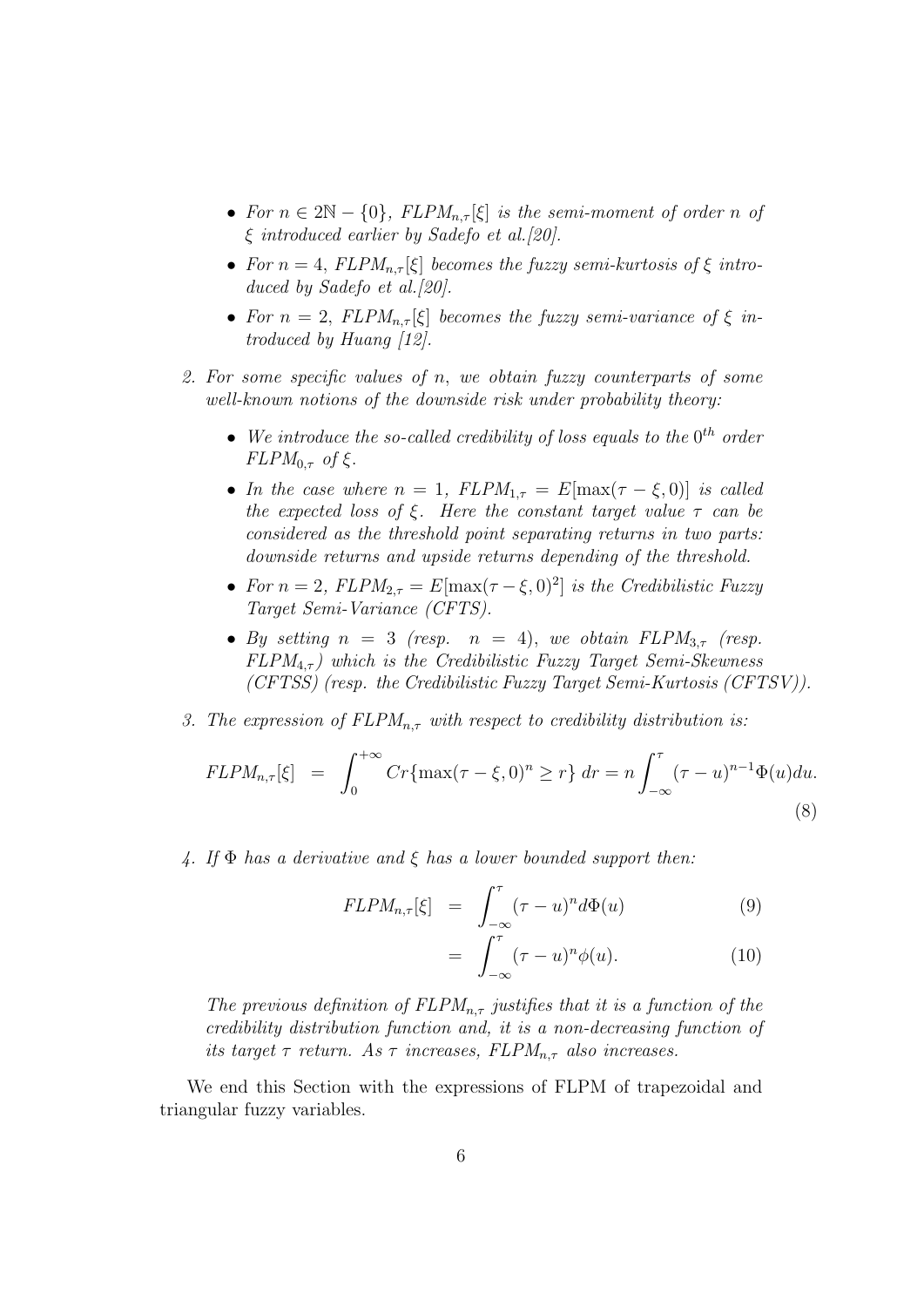- *For $n \in 2\mathbb{N} - \{0\}$, $FLPM_{n,\tau}[\xi]$ is the semi-moment of order $n$ of $\xi$ introduced earlier by Sadefo et al.[20].*
- *For $n = 4$, $FLPM_{n,\tau}[\xi]$ becomes the fuzzy semi-kurtosis of $\xi$ introduced by Sadefo et al.[20].*
- *For $n = 2$, $FLPM_{n,\tau}[\xi]$ becomes the fuzzy semi-variance of $\xi$ introduced by Huang [12].*

2. *For some specific values of $n$, we obtain fuzzy counterparts of some well-known notions of the downside risk under probability theory:*
   - *We introduce the so-called credibility of loss equals to the $0^{th}$ order $FLPM_{0,\tau}$ of $\xi$.*
   - *In the case where $n = 1$, $FLPM_{1,\tau} = E[\max(\tau - \xi, 0)]$ is called the expected loss of $\xi$. Here the constant target value $\tau$ can be considered as the threshold point separating returns in two parts: downside returns and upside returns depending of the threshold.*
   - *For $n = 2$, $FLPM_{2,\tau} = E[\max(\tau - \xi, 0)^2]$ is the Credibilistic Fuzzy Target Semi-Variance (CFTS).*
   - *By setting $n = 3$ (resp. $n = 4$), we obtain $FLPM_{3,\tau}$ (resp. $FLPM_{4,\tau}$) which is the Credibilistic Fuzzy Target Semi-Skewness (CFTSS) (resp. the Credibilistic Fuzzy Target Semi-Kurtosis (CFTSV)).*

3. *The expression of $FLPM_{n,\tau}$ with respect to credibility distribution is:*

$$FLPM_{n,\tau}[\xi] = \int_0^{+\infty} Cr\{\max(\tau - \xi, 0)^n \geq r\}\, dr = n \int_{-\infty}^{\tau} (\tau - u)^{n-1} \Phi(u) du. \tag{8}$$

4. *If $\Phi$ has a derivative and $\xi$ has a lower bounded support then:*

$$FLPM_{n,\tau}[\xi] = \int_{-\infty}^{\tau} (\tau - u)^n d\Phi(u) \tag{9}$$

$$= \int_{-\infty}^{\tau} (\tau - u)^n \phi(u). \tag{10}$$

*The previous definition of $FLPM_{n,\tau}$ justifies that it is a function of the credibility distribution function and, it is a non-decreasing function of its target $\tau$ return. As $\tau$ increases, $FLPM_{n,\tau}$ also increases.*

We end this Section with the expressions of FLPM of trapezoidal and triangular fuzzy variables.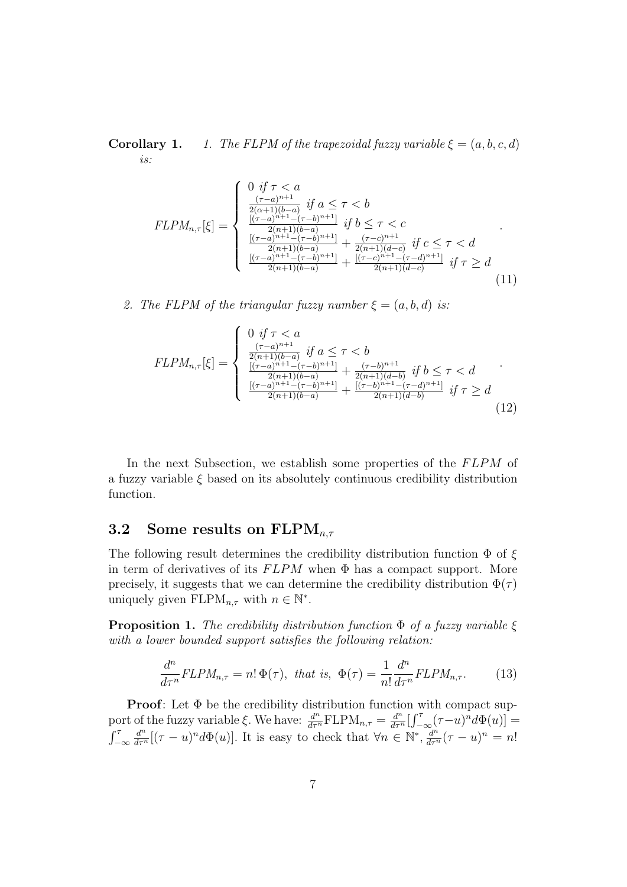**Corollary 1.** *1. The FLPM of the trapezoidal fuzzy variable $\xi = (a, b, c, d)$ is:*

$$FLPM_{n,\tau}[\xi] = \begin{cases} 0 \ \textit{if} \ \tau < a \\ \frac{(\tau-a)^{n+1}}{2(\alpha+1)(b-a)} \ \textit{if} \ a \leq \tau < b \\ \frac{[(\tau-a)^{n+1}-(\tau-b)^{n+1}]}{2(n+1)(b-a)} \ \textit{if} \ b \leq \tau < c \\ \frac{[(\tau-a)^{n+1}-(\tau-b)^{n+1}]}{2(n+1)(b-a)} + \frac{(\tau-c)^{n+1}}{2(n+1)(d-c)} \ \textit{if} \ c \leq \tau < d \\ \frac{[(\tau-a)^{n+1}-(\tau-b)^{n+1}]}{2(n+1)(b-a)} + \frac{[(\tau-c)^{n+1}-(\tau-d)^{n+1}]}{2(n+1)(d-c)} \ \textit{if} \ \tau \geq d \end{cases}. \tag{11}$$

*2. The FLPM of the triangular fuzzy number $\xi = (a, b, d)$ is:*

$$FLPM_{n,\tau}[\xi] = \begin{cases} 0 \ \textit{if} \ \tau < a \\ \frac{(\tau-a)^{n+1}}{2(n+1)(b-a)} \ \textit{if} \ a \leq \tau < b \\ \frac{[(\tau-a)^{n+1}-(\tau-b)^{n+1}]}{2(n+1)(b-a)} + \frac{(\tau-b)^{n+1}}{2(n+1)(d-b)} \ \textit{if} \ b \leq \tau < d \\ \frac{[(\tau-a)^{n+1}-(\tau-b)^{n+1}]}{2(n+1)(b-a)} + \frac{[(\tau-b)^{n+1}-(\tau-d)^{n+1}]}{2(n+1)(d-b)} \ \textit{if} \ \tau \geq d \end{cases}. \tag{12}$$

In the next Subsection, we establish some properties of the $FLPM$ of a fuzzy variable $\xi$ based on its absolutely continuous credibility distribution function.

## 3.2 Some results on $\mathrm{FLPM}_{n,\tau}$

The following result determines the credibility distribution function $\Phi$ of $\xi$ in term of derivatives of its $FLPM$ when $\Phi$ has a compact support. More precisely, it suggests that we can determine the credibility distribution $\Phi(\tau)$ uniquely given $\mathrm{FLPM}_{n,\tau}$ with $n \in \mathbb{N}^*$.

**Proposition 1.** *The credibility distribution function $\Phi$ of a fuzzy variable $\xi$ with a lower bounded support satisfies the following relation:*

$$\frac{d^n}{d\tau^n} FLPM_{n,\tau} = n!\, \Phi(\tau), \ \textit{that is}, \ \Phi(\tau) = \frac{1}{n!} \frac{d^n}{d\tau^n} FLPM_{n,\tau}. \tag{13}$$

**Proof**: Let $\Phi$ be the credibility distribution function with compact support of the fuzzy variable $\xi$. We have: $\frac{d^n}{d\tau^n}\mathrm{FLPM}_{n,\tau} = \frac{d^n}{d\tau^n}[\int_{-\infty}^{\tau}(\tau-u)^n d\Phi(u)] = \int_{-\infty}^{\tau} \frac{d^n}{d\tau^n}[(\tau-u)^n d\Phi(u)]$. It is easy to check that $\forall n \in \mathbb{N}^*$, $\frac{d^n}{d\tau^n}(\tau-u)^n = n!$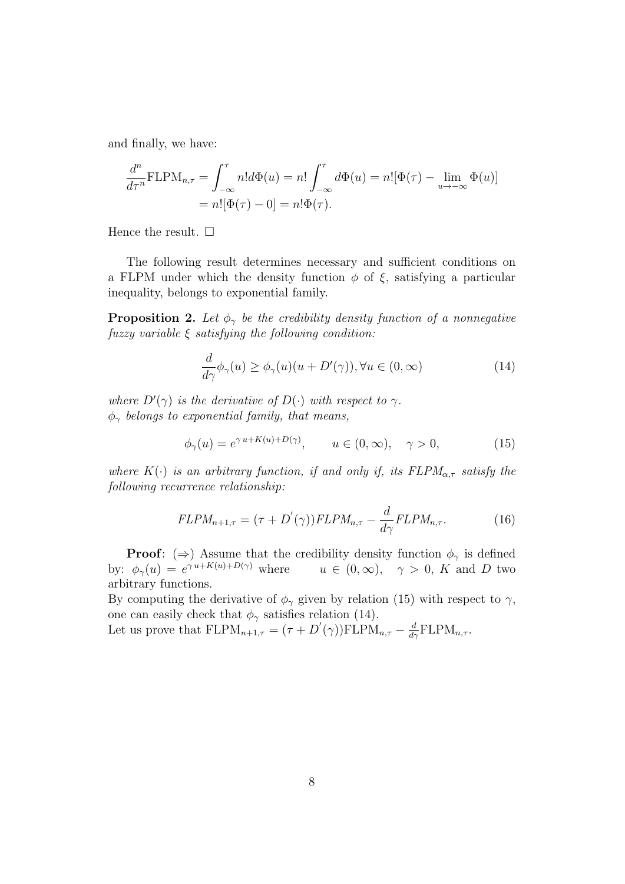and finally, we have:

$$\frac{d^n}{d\tau^n}\text{FLPM}_{n,\tau} = \int_{-\infty}^{\tau} n! d\Phi(u) = n! \int_{-\infty}^{\tau} d\Phi(u) = n![\Phi(\tau) - \lim_{u \to -\infty} \Phi(u)]$$
$$= n![\Phi(\tau) - 0] = n!\Phi(\tau).$$

Hence the result. $\square$

The following result determines necessary and sufficient conditions on a FLPM under which the density function $\phi$ of $\xi$, satisfying a particular inequality, belongs to exponential family.

**Proposition 2.** *Let $\phi_\gamma$ be the credibility density function of a nonnegative fuzzy variable $\xi$ satisfying the following condition:*

$$\frac{d}{d\gamma}\phi_\gamma(u) \geq \phi_\gamma(u)(u + D'(\gamma)), \forall u \in (0, \infty) \tag{14}$$

*where $D'(\gamma)$ is the derivative of $D(\cdot)$ with respect to $\gamma$.*
*$\phi_\gamma$ belongs to exponential family, that means,*

$$\phi_\gamma(u) = e^{\gamma\, u + K(u) + D(\gamma)}, \qquad u \in (0, \infty), \quad \gamma > 0, \tag{15}$$

*where $K(\cdot)$ is an arbitrary function, if and only if, its $FLPM_{\alpha,\tau}$ satisfy the following recurrence relationship:*

$$FLPM_{n+1,\tau} = (\tau + D^{'}(\gamma))FLPM_{n,\tau} - \frac{d}{d\gamma}FLPM_{n,\tau}. \tag{16}$$

**Proof**: ($\Rightarrow$) Assume that the credibility density function $\phi_\gamma$ is defined by: $\phi_\gamma(u) = e^{\gamma\, u + K(u) + D(\gamma)}$ where $u \in (0, \infty)$, $\gamma > 0$, $K$ and $D$ two arbitrary functions.
By computing the derivative of $\phi_\gamma$ given by relation (15) with respect to $\gamma$, one can easily check that $\phi_\gamma$ satisfies relation (14).
Let us prove that $\text{FLPM}_{n+1,\tau} = (\tau + D^{'}(\gamma))\text{FLPM}_{n,\tau} - \frac{d}{d\gamma}\text{FLPM}_{n,\tau}$.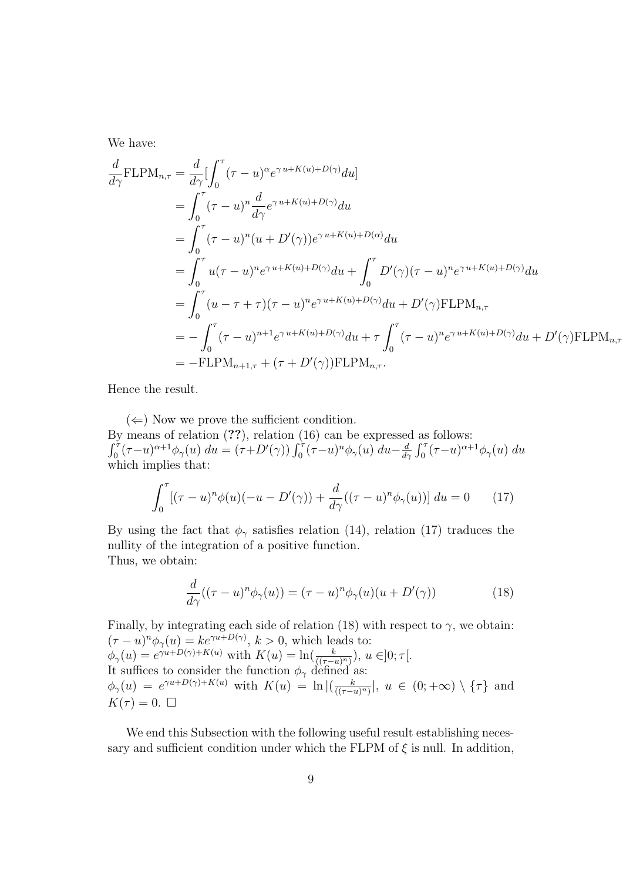We have:

$$
\begin{aligned}
\frac{d}{d\gamma}\mathrm{FLPM}_{n,\tau} &= \frac{d}{d\gamma}[\int_0^\tau (\tau-u)^\alpha e^{\gamma\, u+K(u)+D(\gamma)}du] \\
&= \int_0^\tau (\tau-u)^n \frac{d}{d\gamma} e^{\gamma\, u+K(u)+D(\gamma)}du \\
&= \int_0^\tau (\tau-u)^n (u+D'(\gamma)) e^{\gamma\, u+K(u)+D(\alpha)}du \\
&= \int_0^\tau u(\tau-u)^n e^{\gamma\, u+K(u)+D(\gamma)}du + \int_0^\tau D'(\gamma)(\tau-u)^n e^{\gamma\, u+K(u)+D(\gamma)}du \\
&= \int_0^\tau (u-\tau+\tau)(\tau-u)^n e^{\gamma\, u+K(u)+D(\gamma)}du + D'(\gamma)\mathrm{FLPM}_{n,\tau} \\
&= -\int_0^\tau (\tau-u)^{n+1} e^{\gamma\, u+K(u)+D(\gamma)}du + \tau\int_0^\tau (\tau-u)^n e^{\gamma\, u+K(u)+D(\gamma)}du + D'(\gamma)\mathrm{FLPM}_{n,\tau} \\
&= -\mathrm{FLPM}_{n+1,\tau} + (\tau + D'(\gamma))\mathrm{FLPM}_{n,\tau}.
\end{aligned}
$$

Hence the result.

($\Leftarrow$) Now we prove the sufficient condition.
By means of relation (**??**), relation (16) can be expressed as follows:
$\int_0^\tau (\tau-u)^{\alpha+1}\phi_\gamma(u)\, du = (\tau+D'(\gamma))\int_0^\tau (\tau-u)^n\phi_\gamma(u)\, du - \frac{d}{d\gamma}\int_0^\tau(\tau-u)^{\alpha+1}\phi_\gamma(u)\, du$
which implies that:

$$
\int_0^\tau [(\tau-u)^n\phi(u)(-u-D'(\gamma)) + \frac{d}{d\gamma}((\tau-u)^n\phi_\gamma(u))]\, du = 0 \qquad (17)
$$

By using the fact that $\phi_\gamma$ satisfies relation (14), relation (17) traduces the nullity of the integration of a positive function.
Thus, we obtain:

$$
\frac{d}{d\gamma}((\tau-u)^n\phi_\gamma(u)) = (\tau-u)^n\phi_\gamma(u)(u+D'(\gamma)) \qquad (18)
$$

Finally, by integrating each side of relation (18) with respect to $\gamma$, we obtain:
$(\tau-u)^n\phi_\gamma(u) = ke^{\gamma u+D(\gamma)}$, $k>0$, which leads to:
$\phi_\gamma(u) = e^{\gamma u+D(\gamma)+K(u)}$ with $K(u) = \ln(\frac{k}{((\tau-u)^n)})$, $u \in ]0;\tau[$.
It suffices to consider the function $\phi_\gamma$ defined as:
$\phi_\gamma(u) = e^{\gamma u+D(\gamma)+K(u)}$ with $K(u) = \ln|(\frac{k}{((\tau-u)^n)}|$, $u \in (0;+\infty)\setminus\{\tau\}$ and $K(\tau)=0$. $\square$

We end this Subsection with the following useful result establishing necessary and sufficient condition under which the FLPM of $\xi$ is null. In addition,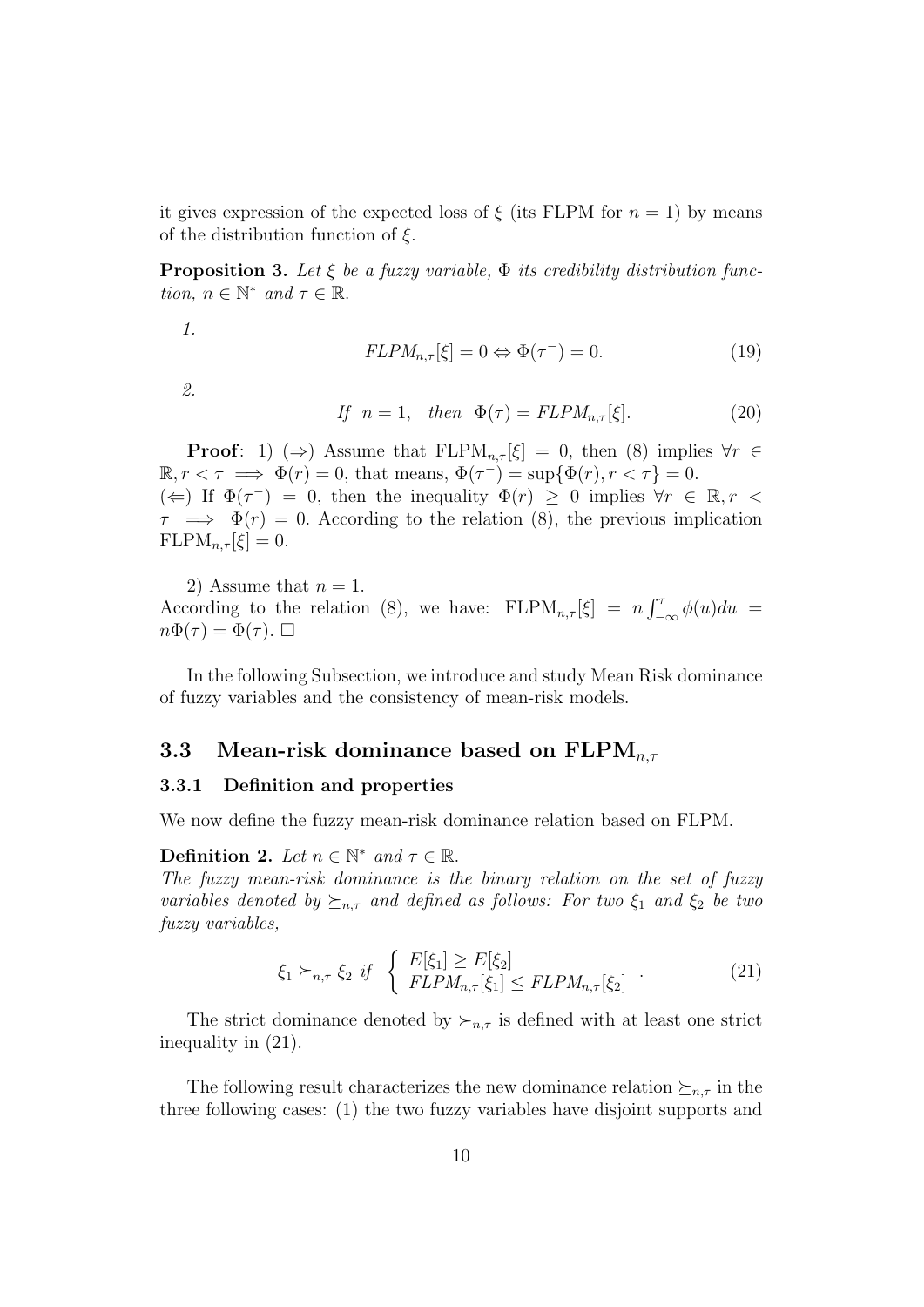it gives expression of the expected loss of $\xi$ (its FLPM for $n = 1$) by means of the distribution function of $\xi$.

**Proposition 3.** *Let $\xi$ be a fuzzy variable, $\Phi$ its credibility distribution function, $n \in \mathbb{N}^*$ and $\tau \in \mathbb{R}$.*

*1.*

$$FLPM_{n,\tau}[\xi] = 0 \Leftrightarrow \Phi(\tau^-) = 0. \tag{19}$$

*2.*

$$If \;\; n = 1, \;\;\; then \;\; \Phi(\tau) = FLPM_{n,\tau}[\xi]. \tag{20}$$

**Proof**: 1) ($\Rightarrow$) Assume that $\text{FLPM}_{n,\tau}[\xi] = 0$, then (8) implies $\forall r \in \mathbb{R}, r < \tau \implies \Phi(r) = 0$, that means, $\Phi(\tau^-) = \sup\{\Phi(r), r < \tau\} = 0$.
($\Leftarrow$) If $\Phi(\tau^-) = 0$, then the inequality $\Phi(r) \geq 0$ implies $\forall r \in \mathbb{R}, r < \tau \implies \Phi(r) = 0$. According to the relation (8), the previous implication $\text{FLPM}_{n,\tau}[\xi] = 0$.

2) Assume that $n = 1$.
According to the relation (8), we have: $\text{FLPM}_{n,\tau}[\xi] = n \int_{-\infty}^{\tau} \phi(u) du = n\Phi(\tau) = \Phi(\tau)$. $\square$

In the following Subsection, we introduce and study Mean Risk dominance of fuzzy variables and the consistency of mean-risk models.

## 3.3 Mean-risk dominance based on $\text{FLPM}_{n,\tau}$

### 3.3.1 Definition and properties

We now define the fuzzy mean-risk dominance relation based on FLPM.

**Definition 2.** *Let $n \in \mathbb{N}^*$ and $\tau \in \mathbb{R}$.*
*The fuzzy mean-risk dominance is the binary relation on the set of fuzzy variables denoted by $\succeq_{n,\tau}$ and defined as follows: For two $\xi_1$ and $\xi_2$ be two fuzzy variables,*

$$\xi_1 \succeq_{n,\tau} \xi_2 \;\; if \;\; \begin{cases} E[\xi_1] \geq E[\xi_2] \\ FLPM_{n,\tau}[\xi_1] \leq FLPM_{n,\tau}[\xi_2] \end{cases}. \tag{21}$$

The strict dominance denoted by $\succ_{n,\tau}$ is defined with at least one strict inequality in (21).

The following result characterizes the new dominance relation $\succeq_{n,\tau}$ in the three following cases: (1) the two fuzzy variables have disjoint supports and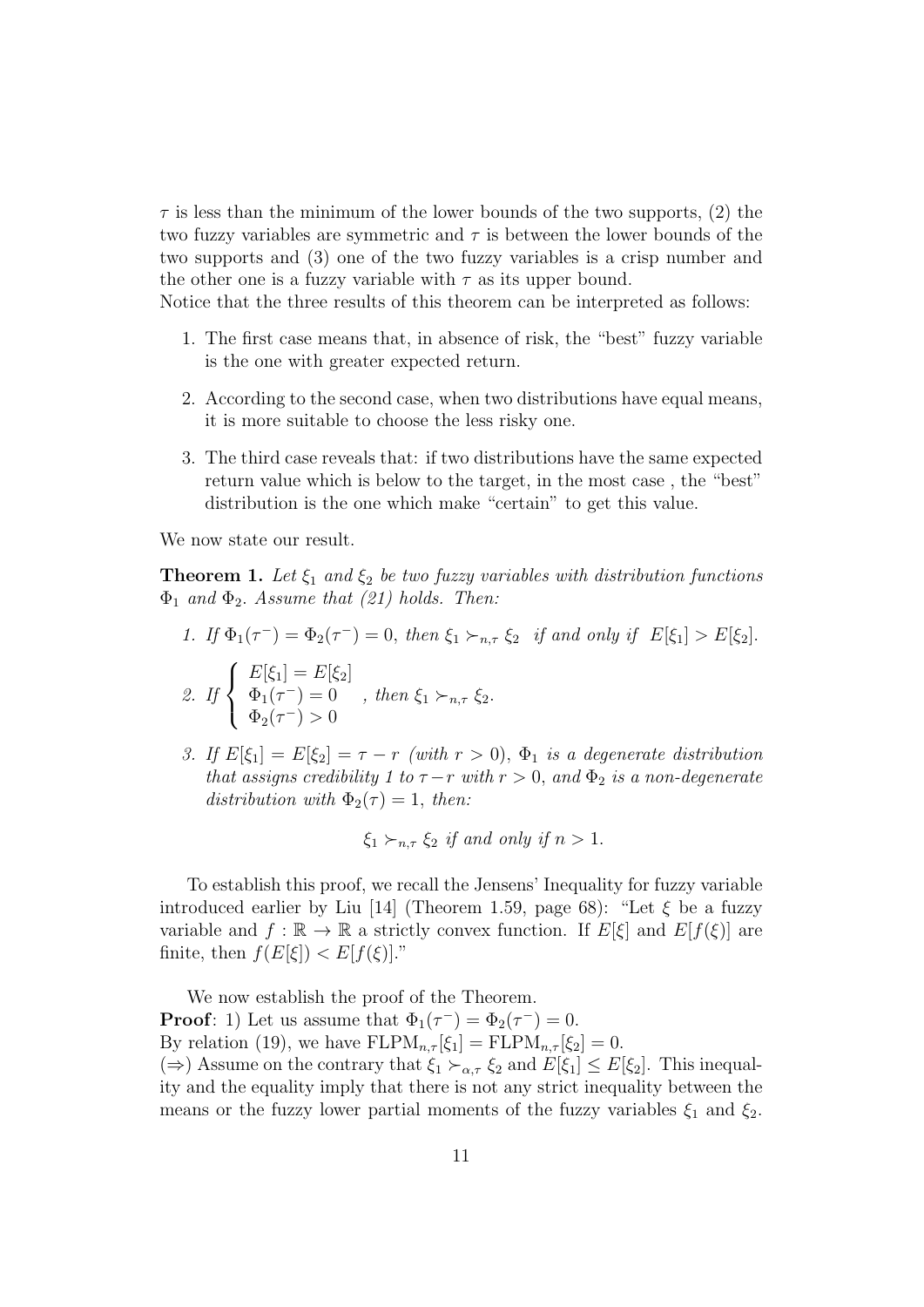$\tau$ is less than the minimum of the lower bounds of the two supports, (2) the two fuzzy variables are symmetric and $\tau$ is between the lower bounds of the two supports and (3) one of the two fuzzy variables is a crisp number and the other one is a fuzzy variable with $\tau$ as its upper bound.
Notice that the three results of this theorem can be interpreted as follows:

1. The first case means that, in absence of risk, the "best" fuzzy variable is the one with greater expected return.
2. According to the second case, when two distributions have equal means, it is more suitable to choose the less risky one.
3. The third case reveals that: if two distributions have the same expected return value which is below to the target, in the most case , the "best" distribution is the one which make "certain" to get this value.

We now state our result.

**Theorem 1.** *Let $\xi_1$ and $\xi_2$ be two fuzzy variables with distribution functions $\Phi_1$ and $\Phi_2$. Assume that (21) holds. Then:*

1. *If $\Phi_1(\tau^-) = \Phi_2(\tau^-) = 0$, then $\xi_1 \succ_{n,\tau} \xi_2$ if and only if $E[\xi_1] > E[\xi_2]$.*
2. *If $\begin{cases} E[\xi_1] = E[\xi_2] \\ \Phi_1(\tau^-) = 0 \\ \Phi_2(\tau^-) > 0 \end{cases}$, then $\xi_1 \succ_{n,\tau} \xi_2$.*
3. *If $E[\xi_1] = E[\xi_2] = \tau - r$ (with $r > 0$), $\Phi_1$ is a degenerate distribution that assigns credibility 1 to $\tau - r$ with $r > 0$, and $\Phi_2$ is a non-degenerate distribution with $\Phi_2(\tau) = 1$, then:*

$$\xi_1 \succ_{n,\tau} \xi_2 \text{ if and only if } n > 1.$$

To establish this proof, we recall the Jensens' Inequality for fuzzy variable introduced earlier by Liu [14] (Theorem 1.59, page 68): "Let $\xi$ be a fuzzy variable and $f : \mathbb{R} \to \mathbb{R}$ a strictly convex function. If $E[\xi]$ and $E[f(\xi)]$ are finite, then $f(E[\xi]) < E[f(\xi)]$."

We now establish the proof of the Theorem.
**Proof**: 1) Let us assume that $\Phi_1(\tau^-) = \Phi_2(\tau^-) = 0$.
By relation (19), we have $\text{FLPM}_{n,\tau}[\xi_1] = \text{FLPM}_{n,\tau}[\xi_2] = 0$.
($\Rightarrow$) Assume on the contrary that $\xi_1 \succ_{\alpha,\tau} \xi_2$ and $E[\xi_1] \leq E[\xi_2]$. This inequality and the equality imply that there is not any strict inequality between the means or the fuzzy lower partial moments of the fuzzy variables $\xi_1$ and $\xi_2$.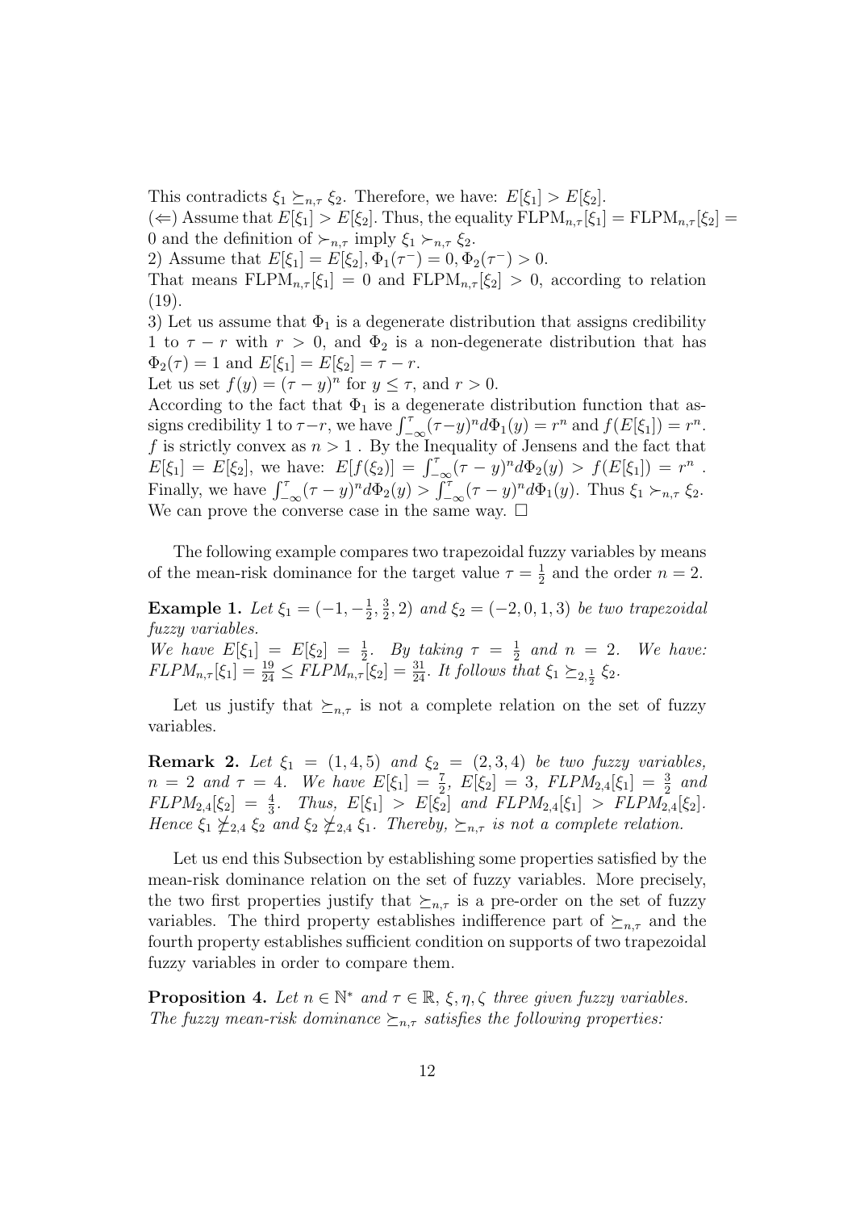This contradicts $\xi_1 \succeq_{n,\tau} \xi_2$. Therefore, we have: $E[\xi_1] > E[\xi_2]$.
($\Leftarrow$) Assume that $E[\xi_1] > E[\xi_2]$. Thus, the equality $\text{FLPM}_{n,\tau}[\xi_1] = \text{FLPM}_{n,\tau}[\xi_2] = 0$ and the definition of $\succ_{n,\tau}$ imply $\xi_1 \succ_{n,\tau} \xi_2$.
2) Assume that $E[\xi_1] = E[\xi_2], \Phi_1(\tau^-) = 0, \Phi_2(\tau^-) > 0$.
That means $\text{FLPM}_{n,\tau}[\xi_1] = 0$ and $\text{FLPM}_{n,\tau}[\xi_2] > 0$, according to relation (19).
3) Let us assume that $\Phi_1$ is a degenerate distribution that assigns credibility 1 to $\tau - r$ with $r > 0$, and $\Phi_2$ is a non-degenerate distribution that has $\Phi_2(\tau) = 1$ and $E[\xi_1] = E[\xi_2] = \tau - r$.
Let us set $f(y) = (\tau - y)^n$ for $y \leq \tau$, and $r > 0$.
According to the fact that $\Phi_1$ is a degenerate distribution function that assigns credibility 1 to $\tau - r$, we have $\int_{-\infty}^{\tau}(\tau-y)^n d\Phi_1(y) = r^n$ and $f(E[\xi_1]) = r^n$. $f$ is strictly convex as $n > 1$ . By the Inequality of Jensens and the fact that $E[\xi_1] = E[\xi_2]$, we have: $E[f(\xi_2)] = \int_{-\infty}^{\tau}(\tau - y)^n d\Phi_2(y) > f(E[\xi_1]) = r^n$ . Finally, we have $\int_{-\infty}^{\tau}(\tau - y)^n d\Phi_2(y) > \int_{-\infty}^{\tau}(\tau - y)^n d\Phi_1(y)$. Thus $\xi_1 \succ_{n,\tau} \xi_2$.
We can prove the converse case in the same way. $\square$

The following example compares two trapezoidal fuzzy variables by means of the mean-risk dominance for the target value $\tau = \frac{1}{2}$ and the order $n = 2$.

**Example 1.** *Let $\xi_1 = (-1, -\frac{1}{2}, \frac{3}{2}, 2)$ and $\xi_2 = (-2, 0, 1, 3)$ be two trapezoidal fuzzy variables.*
*We have $E[\xi_1] = E[\xi_2] = \frac{1}{2}$. By taking $\tau = \frac{1}{2}$ and $n = 2$. We have: $FLPM_{n,\tau}[\xi_1] = \frac{19}{24} \leq FLPM_{n,\tau}[\xi_2] = \frac{31}{24}$. It follows that $\xi_1 \succeq_{2,\frac{1}{2}} \xi_2$.*

Let us justify that $\succeq_{n,\tau}$ is not a complete relation on the set of fuzzy variables.

**Remark 2.** *Let $\xi_1 = (1, 4, 5)$ and $\xi_2 = (2, 3, 4)$ be two fuzzy variables, $n = 2$ and $\tau = 4$. We have $E[\xi_1] = \frac{7}{2}$, $E[\xi_2] = 3$, $FLPM_{2,4}[\xi_1] = \frac{3}{2}$ and $FLPM_{2,4}[\xi_2] = \frac{4}{3}$. Thus, $E[\xi_1] > E[\xi_2]$ and $FLPM_{2,4}[\xi_1] > FLPM_{2,4}[\xi_2]$. Hence $\xi_1 \not\succeq_{2,4} \xi_2$ and $\xi_2 \not\succeq_{2,4} \xi_1$. Thereby, $\succeq_{n,\tau}$ is not a complete relation.*

Let us end this Subsection by establishing some properties satisfied by the mean-risk dominance relation on the set of fuzzy variables. More precisely, the two first properties justify that $\succeq_{n,\tau}$ is a pre-order on the set of fuzzy variables. The third property establishes indifference part of $\succeq_{n,\tau}$ and the fourth property establishes sufficient condition on supports of two trapezoidal fuzzy variables in order to compare them.

**Proposition 4.** *Let $n \in \mathbb{N}^*$ and $\tau \in \mathbb{R}$, $\xi, \eta, \zeta$ three given fuzzy variables. The fuzzy mean-risk dominance $\succeq_{n,\tau}$ satisfies the following properties:*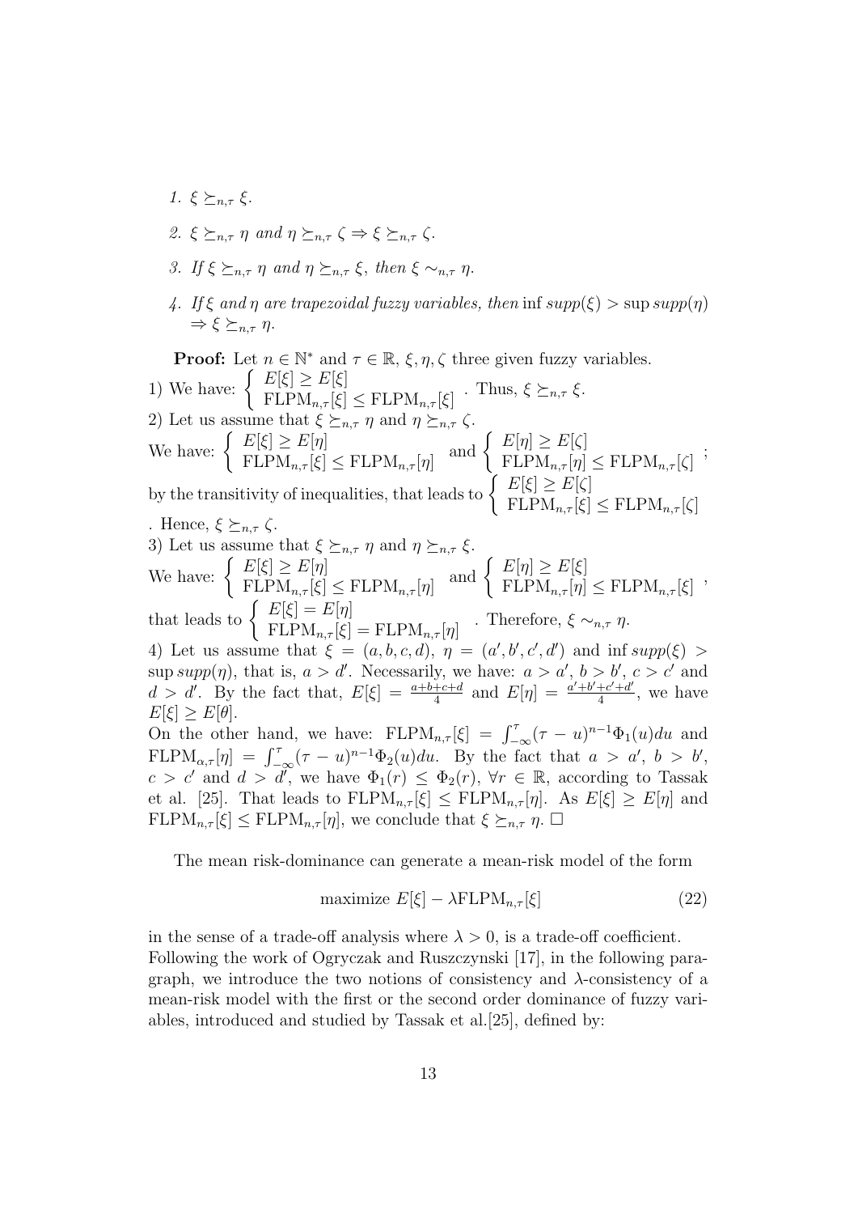1. $\xi \succeq_{n,\tau} \xi$.

2. $\xi \succeq_{n,\tau} \eta$ *and* $\eta \succeq_{n,\tau} \zeta \Rightarrow \xi \succeq_{n,\tau} \zeta$.

3. *If* $\xi \succeq_{n,\tau} \eta$ *and* $\eta \succeq_{n,\tau} \xi$, *then* $\xi \sim_{n,\tau} \eta$.

4. *If* $\xi$ *and* $\eta$ *are trapezoidal fuzzy variables, then* $\inf supp(\xi) > \sup supp(\eta)$ $\Rightarrow \xi \succeq_{n,\tau} \eta$.

**Proof:** Let $n \in \mathbb{N}^*$ and $\tau \in \mathbb{R}$, $\xi, \eta, \zeta$ three given fuzzy variables.

1) We have: $\left\{ \begin{array}{l} E[\xi] \geq E[\xi] \\ \text{FLPM}_{n,\tau}[\xi] \leq \text{FLPM}_{n,\tau}[\xi] \end{array} \right.$. Thus, $\xi \succeq_{n,\tau} \xi$.

2) Let us assume that $\xi \succeq_{n,\tau} \eta$ and $\eta \succeq_{n,\tau} \zeta$.

We have: $\left\{ \begin{array}{l} E[\xi] \geq E[\eta] \\ \text{FLPM}_{n,\tau}[\xi] \leq \text{FLPM}_{n,\tau}[\eta] \end{array} \right.$ and $\left\{ \begin{array}{l} E[\eta] \geq E[\zeta] \\ \text{FLPM}_{n,\tau}[\eta] \leq \text{FLPM}_{n,\tau}[\zeta] \end{array} \right.$; by the transitivity of inequalities, that leads to $\left\{ \begin{array}{l} E[\xi] \geq E[\zeta] \\ \text{FLPM}_{n,\tau}[\xi] \leq \text{FLPM}_{n,\tau}[\zeta] \end{array} \right.$. Hence, $\xi \succeq_{n,\tau} \zeta$.

3) Let us assume that $\xi \succeq_{n,\tau} \eta$ and $\eta \succeq_{n,\tau} \xi$.

We have: $\left\{ \begin{array}{l} E[\xi] \geq E[\eta] \\ \text{FLPM}_{n,\tau}[\xi] \leq \text{FLPM}_{n,\tau}[\eta] \end{array} \right.$ and $\left\{ \begin{array}{l} E[\eta] \geq E[\xi] \\ \text{FLPM}_{n,\tau}[\eta] \leq \text{FLPM}_{n,\tau}[\xi] \end{array} \right.$, that leads to $\left\{ \begin{array}{l} E[\xi] = E[\eta] \\ \text{FLPM}_{n,\tau}[\xi] = \text{FLPM}_{n,\tau}[\eta] \end{array} \right.$. Therefore, $\xi \sim_{n,\tau} \eta$.

4) Let us assume that $\xi = (a, b, c, d)$, $\eta = (a', b', c', d')$ and $\inf supp(\xi) > \sup supp(\eta)$, that is, $a > d'$. Necessarily, we have: $a > a'$, $b > b'$, $c > c'$ and $d > d'$. By the fact that, $E[\xi] = \frac{a+b+c+d}{4}$ and $E[\eta] = \frac{a'+b'+c'+d'}{4}$, we have $E[\xi] \geq E[\theta]$.

On the other hand, we have: $\text{FLPM}_{n,\tau}[\xi] = \int_{-\infty}^{\tau} (\tau - u)^{n-1} \Phi_1(u) du$ and $\text{FLPM}_{\alpha,\tau}[\eta] = \int_{-\infty}^{\tau} (\tau - u)^{n-1} \Phi_2(u) du$. By the fact that $a > a'$, $b > b'$, $c > c'$ and $d > d'$, we have $\Phi_1(r) \leq \Phi_2(r)$, $\forall r \in \mathbb{R}$, according to Tassak et al. [25]. That leads to $\text{FLPM}_{n,\tau}[\xi] \leq \text{FLPM}_{n,\tau}[\eta]$. As $E[\xi] \geq E[\eta]$ and $\text{FLPM}_{n,\tau}[\xi] \leq \text{FLPM}_{n,\tau}[\eta]$, we conclude that $\xi \succeq_{n,\tau} \eta$. $\square$

The mean risk-dominance can generate a mean-risk model of the form

$$\text{maximize } E[\xi] - \lambda \text{FLPM}_{n,\tau}[\xi] \tag{22}$$

in the sense of a trade-off analysis where $\lambda > 0$, is a trade-off coefficient. Following the work of Ogryczak and Ruszczynski [17], in the following paragraph, we introduce the two notions of consistency and $\lambda$-consistency of a mean-risk model with the first or the second order dominance of fuzzy variables, introduced and studied by Tassak et al.[25], defined by: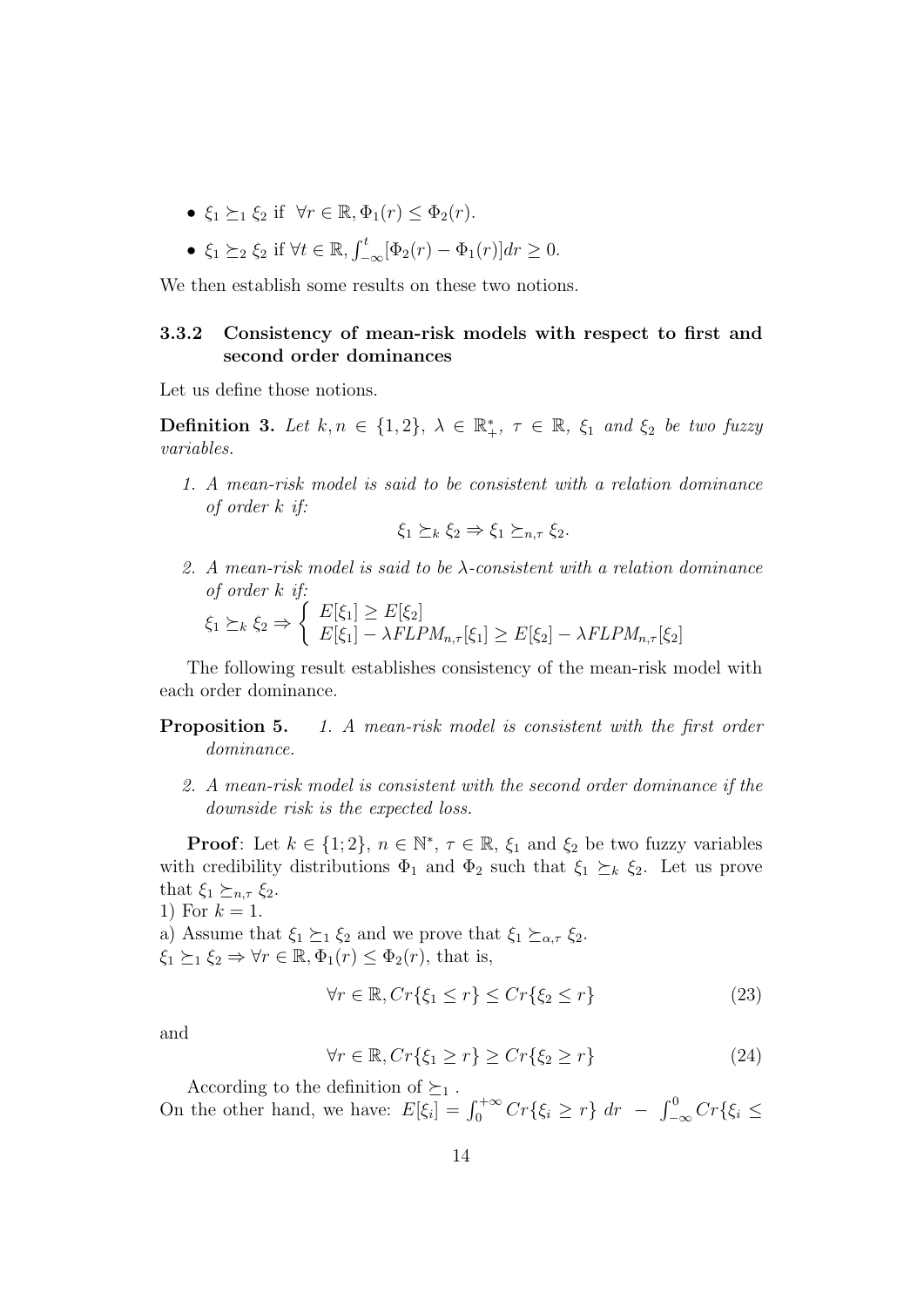- $\xi_1 \succeq_1 \xi_2$ if $\forall r \in \mathbb{R}, \Phi_1(r) \leq \Phi_2(r)$.
- $\xi_1 \succeq_2 \xi_2$ if $\forall t \in \mathbb{R}, \int_{-\infty}^{t}[\Phi_2(r) - \Phi_1(r)]dr \geq 0$.

We then establish some results on these two notions.

### 3.3.2 Consistency of mean-risk models with respect to first and second order dominances

Let us define those notions.

**Definition 3.** *Let $k, n \in \{1, 2\}$, $\lambda \in \mathbb{R}_+^*$, $\tau \in \mathbb{R}$, $\xi_1$ and $\xi_2$ be two fuzzy variables.*

1. *A mean-risk model is said to be consistent with a relation dominance of order $k$ if:*

$$\xi_1 \succeq_k \xi_2 \Rightarrow \xi_1 \succeq_{n,\tau} \xi_2.$$

2. *A mean-risk model is said to be $\lambda$-consistent with a relation dominance of order $k$ if:*
$\xi_1 \succeq_k \xi_2 \Rightarrow \begin{cases} E[\xi_1] \geq E[\xi_2] \\ E[\xi_1] - \lambda FLPM_{n,\tau}[\xi_1] \geq E[\xi_2] - \lambda FLPM_{n,\tau}[\xi_2] \end{cases}$

The following result establishes consistency of the mean-risk model with each order dominance.

**Proposition 5.** *1. A mean-risk model is consistent with the first order dominance.*

*2. A mean-risk model is consistent with the second order dominance if the downside risk is the expected loss.*

**Proof**: Let $k \in \{1; 2\}$, $n \in \mathbb{N}^*$, $\tau \in \mathbb{R}$, $\xi_1$ and $\xi_2$ be two fuzzy variables with credibility distributions $\Phi_1$ and $\Phi_2$ such that $\xi_1 \succeq_k \xi_2$. Let us prove that $\xi_1 \succeq_{n,\tau} \xi_2$.
1) For $k = 1$.
a) Assume that $\xi_1 \succeq_1 \xi_2$ and we prove that $\xi_1 \succeq_{\alpha,\tau} \xi_2$.
$\xi_1 \succeq_1 \xi_2 \Rightarrow \forall r \in \mathbb{R}, \Phi_1(r) \leq \Phi_2(r)$, that is,

$$\forall r \in \mathbb{R}, Cr\{\xi_1 \leq r\} \leq Cr\{\xi_2 \leq r\} \tag{23}$$

and

$$\forall r \in \mathbb{R}, Cr\{\xi_1 \geq r\} \geq Cr\{\xi_2 \geq r\} \tag{24}$$

According to the definition of $\succeq_1$ .
On the other hand, we have: $E[\xi_i] = \int_0^{+\infty} Cr\{\xi_i \geq r\}\ dr\ -\ \int_{-\infty}^{0} Cr\{\xi_i \leq$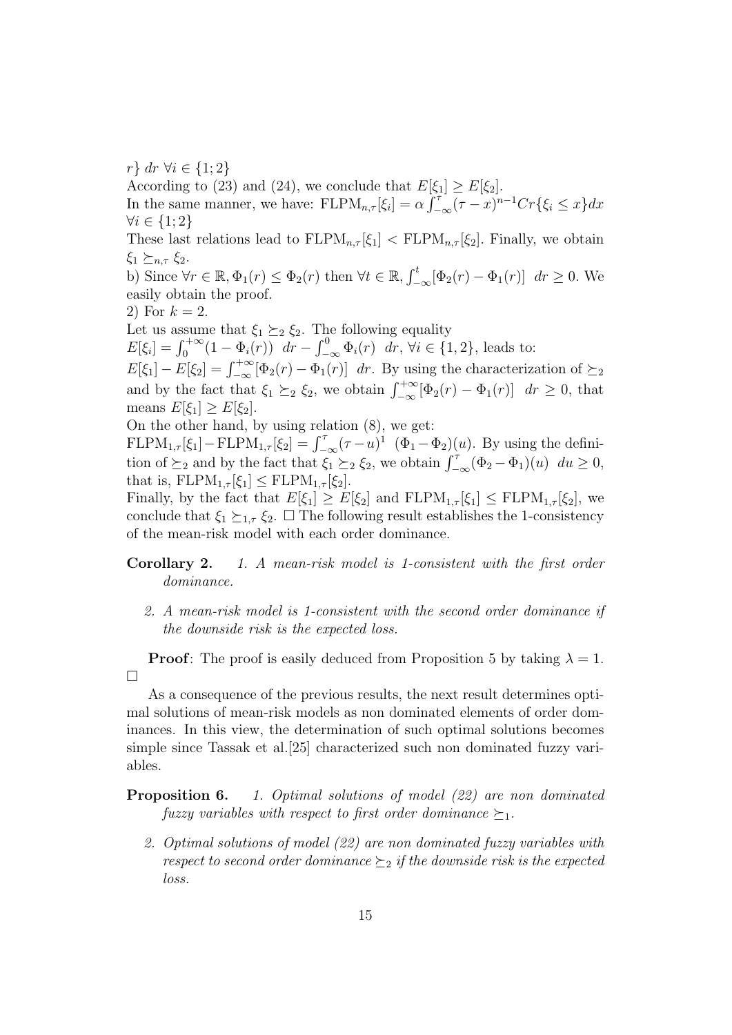$r\}\ dr\ \forall i \in \{1; 2\}$

According to (23) and (24), we conclude that $E[\xi_1] \geq E[\xi_2]$.

In the same manner, we have: $\mathrm{FLPM}_{n,\tau}[\xi_i] = \alpha \int_{-\infty}^{\tau} (\tau - x)^{n-1} Cr\{\xi_i \leq x\} dx$ $\forall i \in \{1; 2\}$

These last relations lead to $\mathrm{FLPM}_{n,\tau}[\xi_1] < \mathrm{FLPM}_{n,\tau}[\xi_2]$. Finally, we obtain $\xi_1 \succeq_{n,\tau} \xi_2$.

b) Since $\forall r \in \mathbb{R}, \Phi_1(r) \leq \Phi_2(r)$ then $\forall t \in \mathbb{R}, \int_{-\infty}^{t} [\Phi_2(r) - \Phi_1(r)]\ \ dr \geq 0$. We easily obtain the proof.

2) For $k = 2$.

Let us assume that $\xi_1 \succeq_2 \xi_2$. The following equality $E[\xi_i] = \int_0^{+\infty} (1 - \Phi_i(r))\ \ dr - \int_{-\infty}^{0} \Phi_i(r)\ \ dr, \forall i \in \{1, 2\}$, leads to:

$E[\xi_1] - E[\xi_2] = \int_{-\infty}^{+\infty} [\Phi_2(r) - \Phi_1(r)]\ \ dr$. By using the characterization of $\succeq_2$ and by the fact that $\xi_1 \succeq_2 \xi_2$, we obtain $\int_{-\infty}^{+\infty} [\Phi_2(r) - \Phi_1(r)]\ \ dr \geq 0$, that means $E[\xi_1] \geq E[\xi_2]$.

On the other hand, by using relation (8), we get:

$\mathrm{FLPM}_{1,\tau}[\xi_1] - \mathrm{FLPM}_{1,\tau}[\xi_2] = \int_{-\infty}^{\tau} (\tau - u)^1\ \ (\Phi_1 - \Phi_2)(u)$. By using the definition of $\succeq_2$ and by the fact that $\xi_1 \succeq_2 \xi_2$, we obtain $\int_{-\infty}^{\tau} (\Phi_2 - \Phi_1)(u)\ \ du \geq 0$, that is, $\mathrm{FLPM}_{1,\tau}[\xi_1] \leq \mathrm{FLPM}_{1,\tau}[\xi_2]$.

Finally, by the fact that $E[\xi_1] \geq E[\xi_2]$ and $\mathrm{FLPM}_{1,\tau}[\xi_1] \leq \mathrm{FLPM}_{1,\tau}[\xi_2]$, we conclude that $\xi_1 \succeq_{1,\tau} \xi_2$. $\square$ The following result establishes the 1-consistency of the mean-risk model with each order dominance.

**Corollary 2.** *1. A mean-risk model is 1-consistent with the first order dominance.*

*2. A mean-risk model is 1-consistent with the second order dominance if the downside risk is the expected loss.*

**Proof**: The proof is easily deduced from Proposition 5 by taking $\lambda = 1$. $\square$

As a consequence of the previous results, the next result determines optimal solutions of mean-risk models as non dominated elements of order dominances. In this view, the determination of such optimal solutions becomes simple since Tassak et al.[25] characterized such non dominated fuzzy variables.

**Proposition 6.** *1. Optimal solutions of model (22) are non dominated fuzzy variables with respect to first order dominance $\succeq_1$.*

*2. Optimal solutions of model (22) are non dominated fuzzy variables with respect to second order dominance $\succeq_2$ if the downside risk is the expected loss.*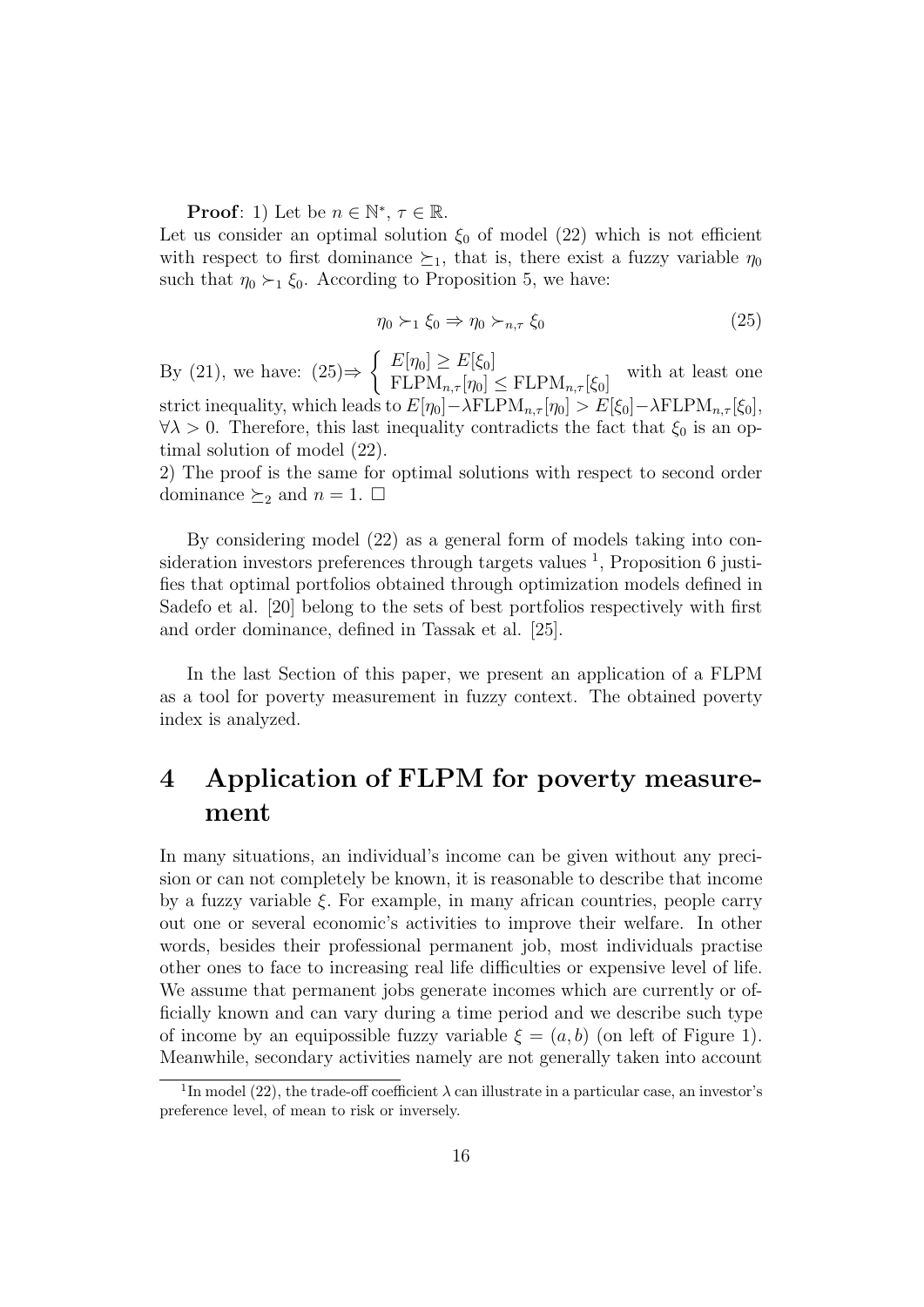**Proof**: 1) Let be $n \in \mathbb{N}^*$, $\tau \in \mathbb{R}$.
Let us consider an optimal solution $\xi_0$ of model (22) which is not efficient with respect to first dominance $\succeq_1$, that is, there exist a fuzzy variable $\eta_0$ such that $\eta_0 \succ_1 \xi_0$. According to Proposition 5, we have:

$$\eta_0 \succ_1 \xi_0 \Rightarrow \eta_0 \succ_{n,\tau} \xi_0 \tag{25}$$

By (21), we have: (25)$\Rightarrow \begin{cases} E[\eta_0] \geq E[\xi_0] \\ \text{FLPM}_{n,\tau}[\eta_0] \leq \text{FLPM}_{n,\tau}[\xi_0] \end{cases}$ with at least one strict inequality, which leads to $E[\eta_0] - \lambda \text{FLPM}_{n,\tau}[\eta_0] > E[\xi_0] - \lambda \text{FLPM}_{n,\tau}[\xi_0]$, $\forall \lambda > 0$. Therefore, this last inequality contradicts the fact that $\xi_0$ is an optimal solution of model (22).
2) The proof is the same for optimal solutions with respect to second order dominance $\succeq_2$ and $n = 1$. $\square$

By considering model (22) as a general form of models taking into consideration investors preferences through targets values [1], Proposition 6 justifies that optimal portfolios obtained through optimization models defined in Sadefo et al. [20] belong to the sets of best portfolios respectively with first and order dominance, defined in Tassak et al. [25].

In the last Section of this paper, we present an application of a FLPM as a tool for poverty measurement in fuzzy context. The obtained poverty index is analyzed.

# 4 Application of FLPM for poverty measurement

In many situations, an individual's income can be given without any precision or can not completely be known, it is reasonable to describe that income by a fuzzy variable $\xi$. For example, in many african countries, people carry out one or several economic's activities to improve their welfare. In other words, besides their professional permanent job, most individuals practise other ones to face to increasing real life difficulties or expensive level of life. We assume that permanent jobs generate incomes which are currently or officially known and can vary during a time period and we describe such type of income by an equipossible fuzzy variable $\xi = (a, b)$ (on left of Figure 1). Meanwhile, secondary activities namely are not generally taken into account

[1] In model (22), the trade-off coefficient $\lambda$ can illustrate in a particular case, an investor's preference level, of mean to risk or inversely.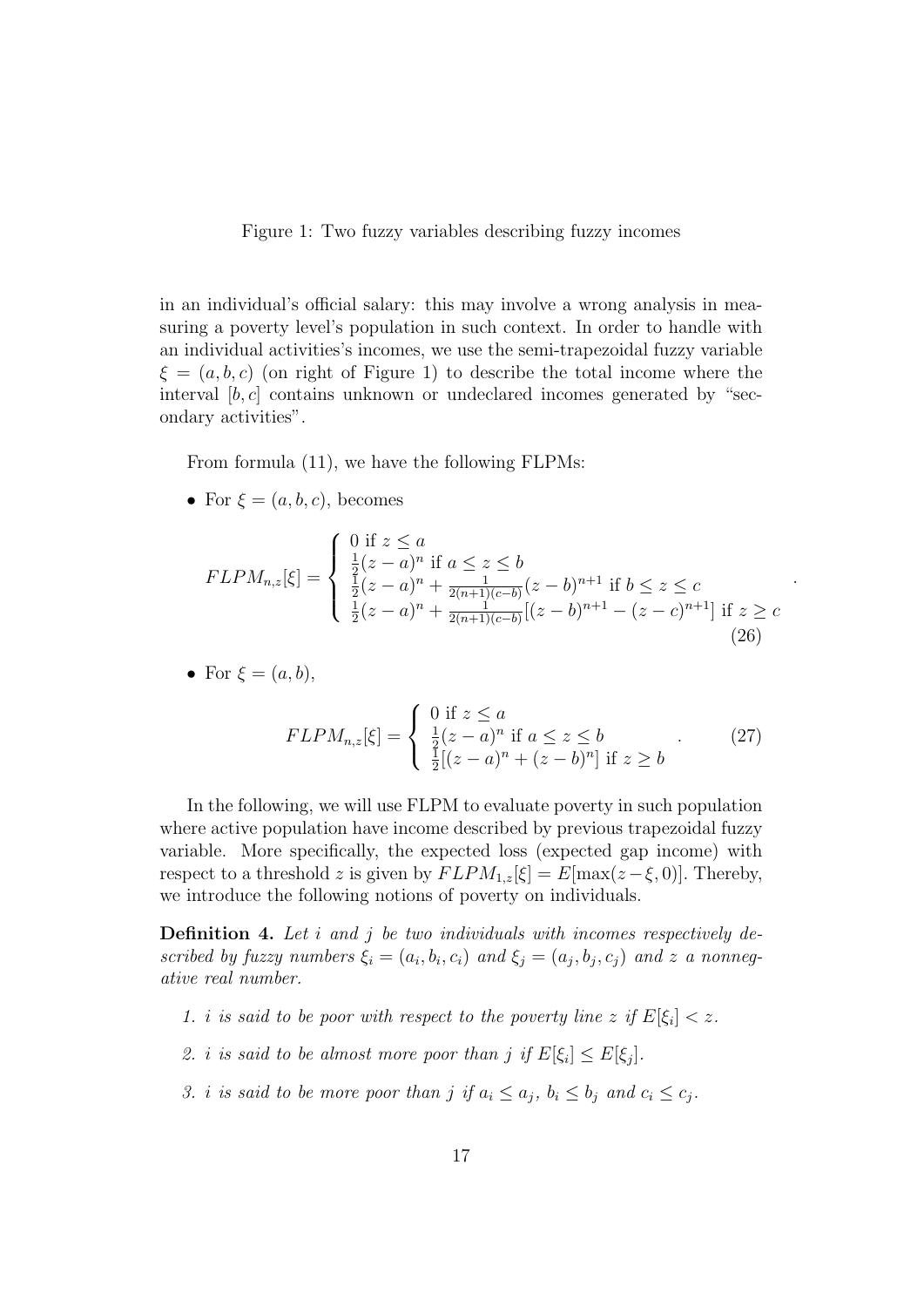Figure 1: Two fuzzy variables describing fuzzy incomes

in an individual's official salary: this may involve a wrong analysis in measuring a poverty level's population in such context. In order to handle with an individual activities's incomes, we use the semi-trapezoidal fuzzy variable $\xi = (a, b, c)$ (on right of Figure 1) to describe the total income where the interval $[b, c]$ contains unknown or undeclared incomes generated by "secondary activities".

From formula (11), we have the following FLPMs:

- For $\xi = (a, b, c)$, becomes

$$FLPM_{n,z}[\xi] = \begin{cases} 0 \text{ if } z \leq a \\ \frac{1}{2}(z-a)^n \text{ if } a \leq z \leq b \\ \frac{1}{2}(z-a)^n + \frac{1}{2(n+1)(c-b)}(z-b)^{n+1} \text{ if } b \leq z \leq c \\ \frac{1}{2}(z-a)^n + \frac{1}{2(n+1)(c-b)}[(z-b)^{n+1} - (z-c)^{n+1}] \text{ if } z \geq c \end{cases} . \tag{26}$$

- For $\xi = (a, b)$,

$$FLPM_{n,z}[\xi] = \begin{cases} 0 \text{ if } z \leq a \\ \frac{1}{2}(z-a)^n \text{ if } a \leq z \leq b \\ \frac{1}{2}[(z-a)^n + (z-b)^n] \text{ if } z \geq b \end{cases} . \tag{27}$$

In the following, we will use FLPM to evaluate poverty in such population where active population have income described by previous trapezoidal fuzzy variable. More specifically, the expected loss (expected gap income) with respect to a threshold $z$ is given by $FLPM_{1,z}[\xi] = E[\max(z - \xi, 0)]$. Thereby, we introduce the following notions of poverty on individuals.

**Definition 4.** *Let $i$ and $j$ be two individuals with incomes respectively described by fuzzy numbers $\xi_i = (a_i, b_i, c_i)$ and $\xi_j = (a_j, b_j, c_j)$ and $z$ a nonnegative real number.*

1. *$i$ is said to be poor with respect to the poverty line $z$ if $E[\xi_i] < z$.*
2. *$i$ is said to be almost more poor than $j$ if $E[\xi_i] \leq E[\xi_j]$.*
3. *$i$ is said to be more poor than $j$ if $a_i \leq a_j$, $b_i \leq b_j$ and $c_i \leq c_j$.*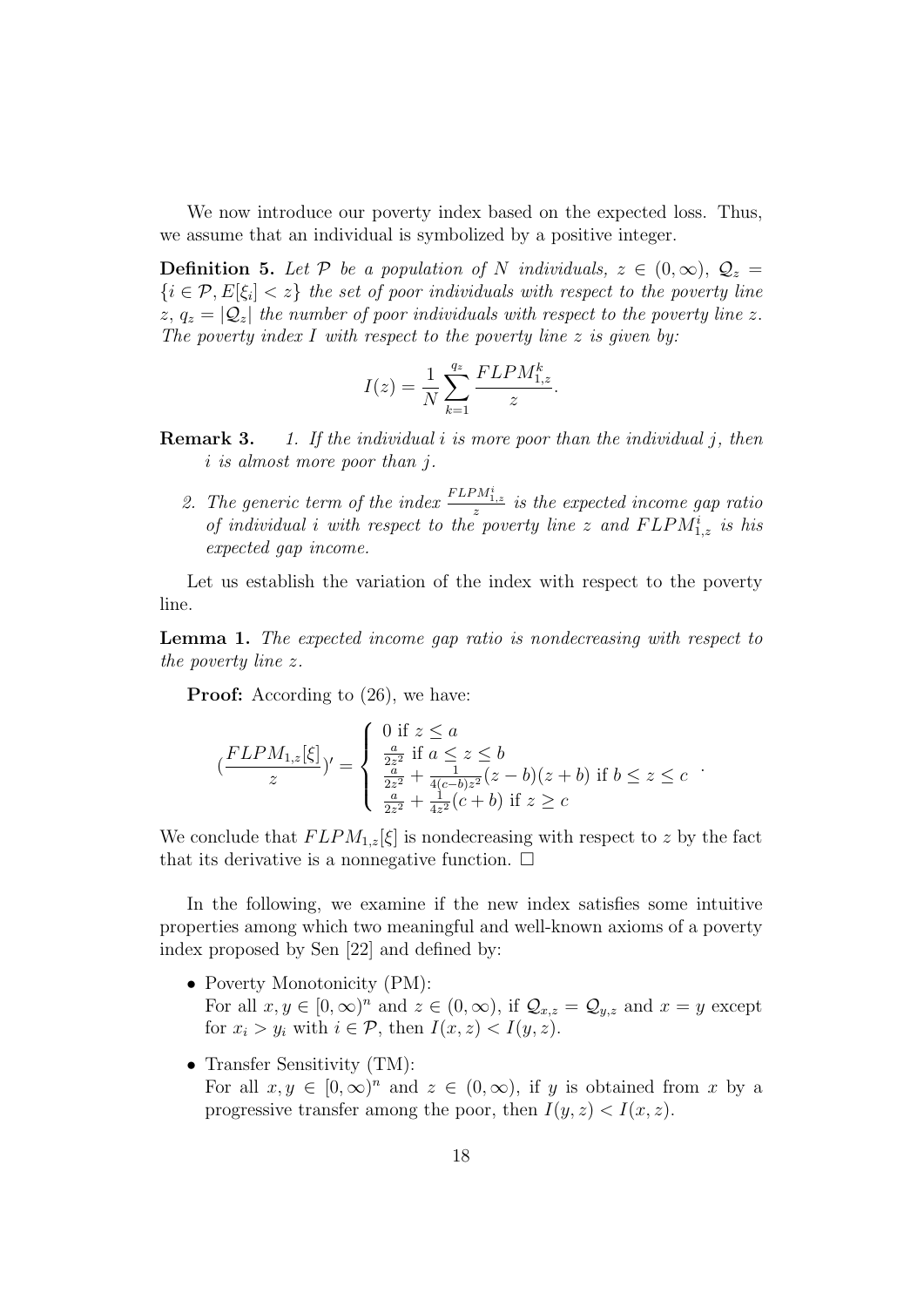We now introduce our poverty index based on the expected loss. Thus, we assume that an individual is symbolized by a positive integer.

**Definition 5.** *Let $\mathcal{P}$ be a population of $N$ individuals, $z \in (0, \infty)$, $\mathcal{Q}_z = \{i \in \mathcal{P}, E[\xi_i] < z\}$ the set of poor individuals with respect to the poverty line $z$, $q_z = |\mathcal{Q}_z|$ the number of poor individuals with respect to the poverty line $z$. The poverty index $I$ with respect to the poverty line $z$ is given by:*

$$I(z) = \frac{1}{N} \sum_{k=1}^{q_z} \frac{FLPM_{1,z}^k}{z}.$$

**Remark 3.**

1. *If the individual $i$ is more poor than the individual $j$, then $i$ is almost more poor than $j$.*
2. *The generic term of the index $\frac{FLPM_{1,z}^i}{z}$ is the expected income gap ratio of individual $i$ with respect to the poverty line $z$ and $FLPM_{1,z}^i$ is his expected gap income.*

Let us establish the variation of the index with respect to the poverty line.

**Lemma 1.** *The expected income gap ratio is nondecreasing with respect to the poverty line $z$.*

**Proof:** According to (26), we have:

$$(\frac{FLPM_{1,z}[\xi]}{z})' = \left\{ \begin{array}{l} 0 \text{ if } z \leq a \\ \frac{a}{2z^2} \text{ if } a \leq z \leq b \\ \frac{a}{2z^2} + \frac{1}{4(c-b)z^2}(z-b)(z+b) \text{ if } b \leq z \leq c \\ \frac{a}{2z^2} + \frac{1}{4z^2}(c+b) \text{ if } z \geq c \end{array} \right. .$$

We conclude that $FLPM_{1,z}[\xi]$ is nondecreasing with respect to $z$ by the fact that its derivative is a nonnegative function. $\square$

In the following, we examine if the new index satisfies some intuitive properties among which two meaningful and well-known axioms of a poverty index proposed by Sen [22] and defined by:

- Poverty Monotonicity (PM):
  For all $x, y \in [0, \infty)^n$ and $z \in (0, \infty)$, if $\mathcal{Q}_{x,z} = \mathcal{Q}_{y,z}$ and $x = y$ except for $x_i > y_i$ with $i \in \mathcal{P}$, then $I(x, z) < I(y, z)$.
- Transfer Sensitivity (TM):
  For all $x, y \in [0, \infty)^n$ and $z \in (0, \infty)$, if $y$ is obtained from $x$ by a progressive transfer among the poor, then $I(y, z) < I(x, z)$.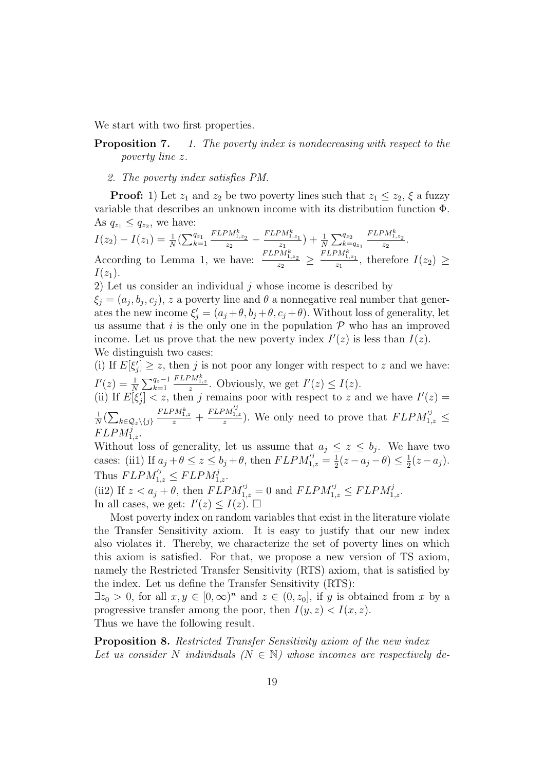We start with two first properties.

**Proposition 7.** *1. The poverty index is nondecreasing with respect to the poverty line $z$.*

*2. The poverty index satisfies PM.*

**Proof:** 1) Let $z_1$ and $z_2$ be two poverty lines such that $z_1 \leq z_2$, $\xi$ a fuzzy variable that describes an unknown income with its distribution function $\Phi$. As $q_{z_1} \leq q_{z_2}$, we have:

$I(z_2) - I(z_1) = \frac{1}{N}(\sum_{k=1}^{q_{z_1}} \frac{FLPM^k_{1,z_2}}{z_2} - \frac{FLPM^k_{1,z_1}}{z_1}) + \frac{1}{N}\sum_{k=q_{z_1}}^{q_{z_2}} \frac{FLPM^k_{1,z_2}}{z_2}$.

According to Lemma 1, we have: $\frac{FLPM^k_{1,z_2}}{z_2} \geq \frac{FLPM^k_{1,z_1}}{z_1}$, therefore $I(z_2) \geq I(z_1)$.

2) Let us consider an individual $j$ whose income is described by $\xi_j = (a_j, b_j, c_j)$, $z$ a poverty line and $\theta$ a nonnegative real number that generates the new income $\xi'_j = (a_j + \theta, b_j + \theta, c_j + \theta)$. Without loss of generality, let us assume that $i$ is the only one in the population $\mathcal{P}$ who has an improved income. Let us prove that the new poverty index $I'(z)$ is less than $I(z)$.
We distinguish two cases:

(i) If $E[\xi'_j] \geq z$, then $j$ is not poor any longer with respect to $z$ and we have: $I'(z) = \frac{1}{N}\sum_{k=1}^{q_z - 1} \frac{FLPM^k_{1,z}}{z}$. Obviously, we get $I'(z) \leq I(z)$.

(ii) If $E[\xi'_j] < z$, then $j$ remains poor with respect to $z$ and we have $I'(z) = \frac{1}{N}(\sum_{k \in \mathcal{Q}_z \setminus \{j\}} \frac{FLPM^k_{1,z}}{z} + \frac{FLPM'^j_{1,z}}{z})$. We only need to prove that $FLPM'^j_{1,z} \leq FLPM^j_{1,z}$.

Without loss of generality, let us assume that $a_j \leq z \leq b_j$. We have two cases: (ii1) If $a_j + \theta \leq z \leq b_j + \theta$, then $FLPM'^j_{1,z} = \frac{1}{2}(z - a_j - \theta) \leq \frac{1}{2}(z - a_j)$. Thus $FLPM'^j_{1,z} \leq FLPM^j_{1,z}$.

(ii2) If $z < a_j + \theta$, then $FLPM'^j_{1,z} = 0$ and $FLPM'^j_{1,z} \leq FLPM^j_{1,z}$.

In all cases, we get: $I'(z) \leq I(z)$. $\square$

Most poverty index on random variables that exist in the literature violate the Transfer Sensitivity axiom. It is easy to justify that our new index also violates it. Thereby, we characterize the set of poverty lines on which this axiom is satisfied. For that, we propose a new version of TS axiom, namely the Restricted Transfer Sensitivity (RTS) axiom, that is satisfied by the index. Let us define the Transfer Sensitivity (RTS):

$\exists z_0 > 0$, for all $x, y \in [0, \infty)^n$ and $z \in (0, z_0]$, if $y$ is obtained from $x$ by a progressive transfer among the poor, then $I(y, z) < I(x, z)$.

Thus we have the following result.

**Proposition 8.** *Restricted Transfer Sensitivity axiom of the new index*
*Let us consider $N$ individuals ($N \in \mathbb{N}$) whose incomes are respectively de-*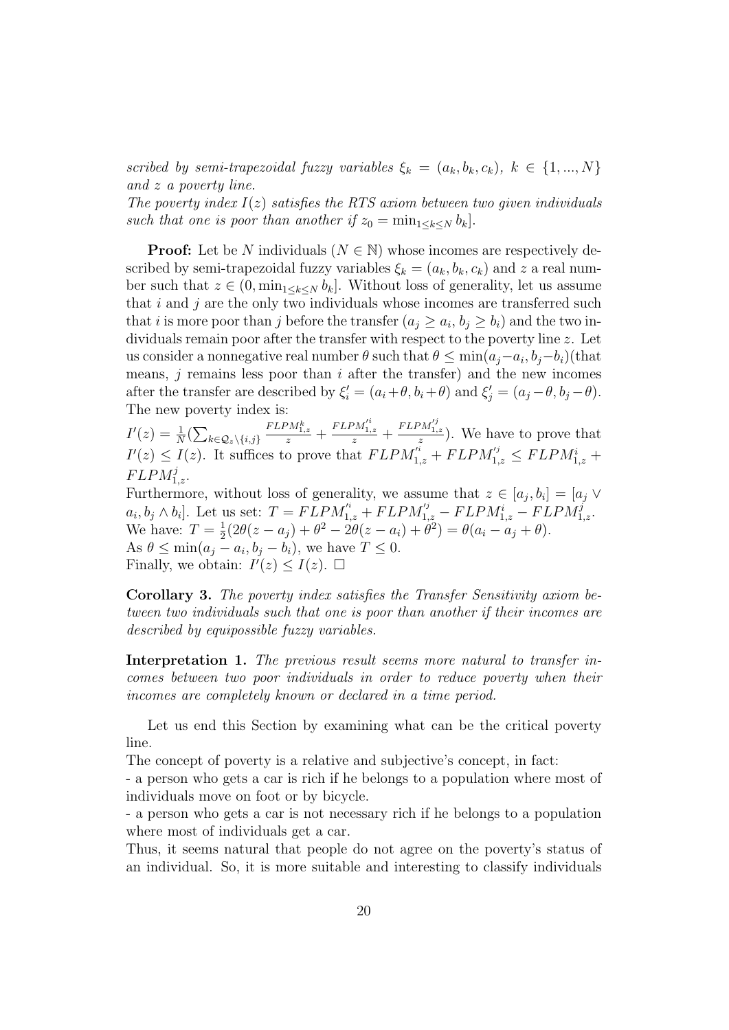*scribed by semi-trapezoidal fuzzy variables $\xi_k = (a_k, b_k, c_k),\ k \in \{1, ..., N\}$ and $z$ a poverty line.*
*The poverty index $I(z)$ satisfies the RTS axiom between two given individuals such that one is poor than another if $z_0 = \min_{1\leq k\leq N} b_k]$.*

**Proof:** Let be $N$ individuals ($N \in \mathbb{N}$) whose incomes are respectively described by semi-trapezoidal fuzzy variables $\xi_k = (a_k, b_k, c_k)$ and $z$ a real number such that $z \in (0, \min_{1\leq k\leq N} b_k]$. Without loss of generality, let us assume that $i$ and $j$ are the only two individuals whose incomes are transferred such that $i$ is more poor than $j$ before the transfer ($a_j \geq a_i$, $b_j \geq b_i$) and the two individuals remain poor after the transfer with respect to the poverty line $z$. Let us consider a nonnegative real number $\theta$ such that $\theta \leq \min(a_j - a_i, b_j - b_i)$(that means, $j$ remains less poor than $i$ after the transfer) and the new incomes after the transfer are described by $\xi_i' = (a_i + \theta, b_i + \theta)$ and $\xi_j' = (a_j - \theta, b_j - \theta)$.
The new poverty index is:
$I'(z) = \frac{1}{N}(\sum_{k\in\mathcal{Q}_z\setminus\{i,j\}} \frac{FLPM_{1,z}^k}{z} + \frac{FLPM_{1,z}^{'i}}{z} + \frac{FLPM_{1,z}^{'j}}{z})$. We have to prove that $I'(z) \leq I(z)$. It suffices to prove that $FLPM_{1,z}^{'i} + FLPM_{1,z}^{'j} \leq FLPM_{1,z}^{i} + FLPM_{1,z}^{j}$.
Furthermore, without loss of generality, we assume that $z \in [a_j, b_i] = [a_j \vee a_i, b_j \wedge b_i]$. Let us set: $T = FLPM_{1,z}^{'i} + FLPM_{1,z}^{'j} - FLPM_{1,z}^{i} - FLPM_{1,z}^{j}$.
We have: $T = \frac{1}{2}(2\theta(z - a_j) + \theta^2 - 2\theta(z - a_i) + \theta^2) = \theta(a_i - a_j + \theta)$.
As $\theta \leq \min(a_j - a_i, b_j - b_i)$, we have $T \leq 0$.
Finally, we obtain: $I'(z) \leq I(z)$. $\square$

**Corollary 3.** *The poverty index satisfies the Transfer Sensitivity axiom between two individuals such that one is poor than another if their incomes are described by equipossible fuzzy variables.*

**Interpretation 1.** *The previous result seems more natural to transfer incomes between two poor individuals in order to reduce poverty when their incomes are completely known or declared in a time period.*

Let us end this Section by examining what can be the critical poverty line.
The concept of poverty is a relative and subjective's concept, in fact:
- a person who gets a car is rich if he belongs to a population where most of individuals move on foot or by bicycle.
- a person who gets a car is not necessary rich if he belongs to a population where most of individuals get a car.
Thus, it seems natural that people do not agree on the poverty's status of an individual. So, it is more suitable and interesting to classify individuals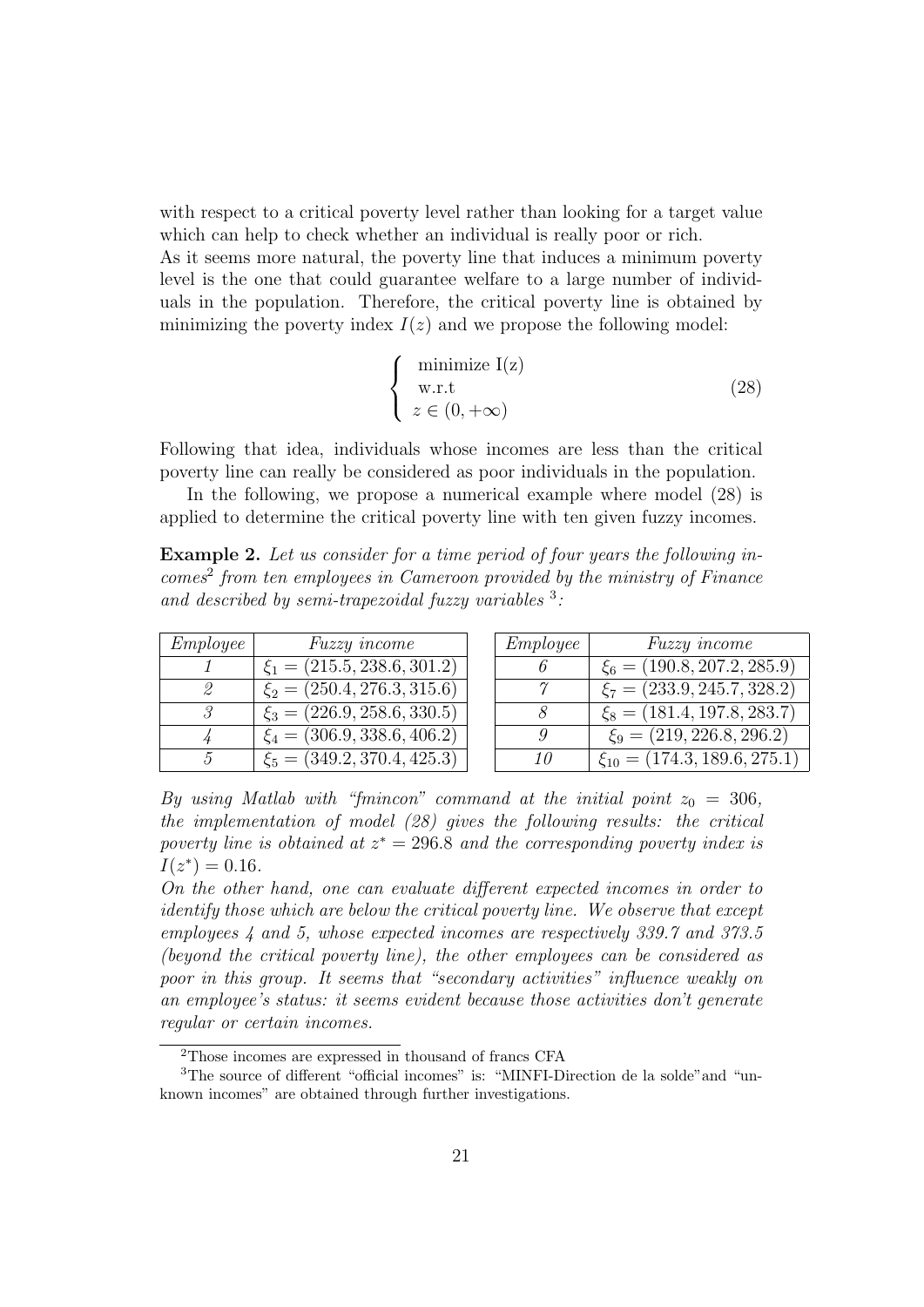with respect to a critical poverty level rather than looking for a target value which can help to check whether an individual is really poor or rich.
As it seems more natural, the poverty line that induces a minimum poverty level is the one that could guarantee welfare to a large number of individuals in the population. Therefore, the critical poverty line is obtained by minimizing the poverty index $I(z)$ and we propose the following model:

$$\left\{ \begin{array}{l} \text{minimize I(z)} \\ \text{w.r.t} \\ z \in (0, +\infty) \end{array} \right. \tag{28}$$

Following that idea, individuals whose incomes are less than the critical poverty line can really be considered as poor individuals in the population.

In the following, we propose a numerical example where model (28) is applied to determine the critical poverty line with ten given fuzzy incomes.

**Example 2.** *Let us consider for a time period of four years the following incomes*[2] *from ten employees in Cameroon provided by the ministry of Finance and described by semi-trapezoidal fuzzy variables* [3]*:*

| *Employee* | *Fuzzy income* | *Employee* | *Fuzzy income* |
|---|---|---|---|
| *1* | $\xi_1 = (215.5, 238.6, 301.2)$ | *6* | $\xi_6 = (190.8, 207.2, 285.9)$ |
| *2* | $\xi_2 = (250.4, 276.3, 315.6)$ | *7* | $\xi_7 = (233.9, 245.7, 328.2)$ |
| *3* | $\xi_3 = (226.9, 258.6, 330.5)$ | *8* | $\xi_8 = (181.4, 197.8, 283.7)$ |
| *4* | $\xi_4 = (306.9, 338.6, 406.2)$ | *9* | $\xi_9 = (219, 226.8, 296.2)$ |
| *5* | $\xi_5 = (349.2, 370.4, 425.3)$ | *10* | $\xi_{10} = (174.3, 189.6, 275.1)$ |

*By using Matlab with "fmincon" command at the initial point $z_0 = 306$, the implementation of model (28) gives the following results: the critical poverty line is obtained at $z^* = 296.8$ and the corresponding poverty index is $I(z^*) = 0.16$.*
*On the other hand, one can evaluate different expected incomes in order to identify those which are below the critical poverty line. We observe that except employees 4 and 5, whose expected incomes are respectively 339.7 and 373.5 (beyond the critical poverty line), the other employees can be considered as poor in this group. It seems that "secondary activities" influence weakly on an employee's status: it seems evident because those activities don't generate regular or certain incomes.*

[2] Those incomes are expressed in thousand of francs CFA

[3] The source of different "official incomes" is: "MINFI-Direction de la solde"and "unknown incomes" are obtained through further investigations.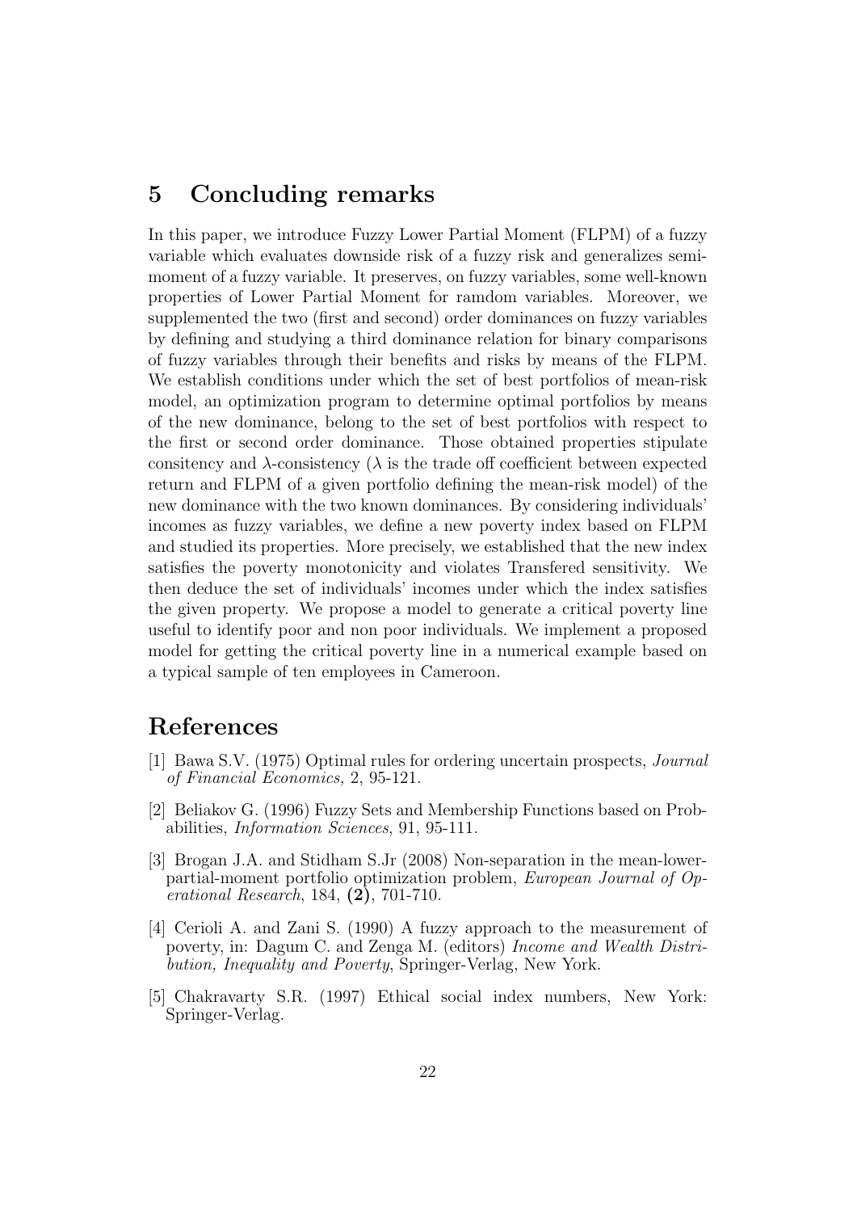## 5 Concluding remarks

In this paper, we introduce Fuzzy Lower Partial Moment (FLPM) of a fuzzy variable which evaluates downside risk of a fuzzy risk and generalizes semi-moment of a fuzzy variable. It preserves, on fuzzy variables, some well-known properties of Lower Partial Moment for ramdom variables. Moreover, we supplemented the two (first and second) order dominances on fuzzy variables by defining and studying a third dominance relation for binary comparisons of fuzzy variables through their benefits and risks by means of the FLPM. We establish conditions under which the set of best portfolios of mean-risk model, an optimization program to determine optimal portfolios by means of the new dominance, belong to the set of best portfolios with respect to the first or second order dominance. Those obtained properties stipulate consitency and $\lambda$-consistency ($\lambda$ is the trade off coefficient between expected return and FLPM of a given portfolio defining the mean-risk model) of the new dominance with the two known dominances. By considering individuals' incomes as fuzzy variables, we define a new poverty index based on FLPM and studied its properties. More precisely, we established that the new index satisfies the poverty monotonicity and violates Transfered sensitivity. We then deduce the set of individuals' incomes under which the index satisfies the given property. We propose a model to generate a critical poverty line useful to identify poor and non poor individuals. We implement a proposed model for getting the critical poverty line in a numerical example based on a typical sample of ten employees in Cameroon.

## References

[1] Bawa S.V. (1975) Optimal rules for ordering uncertain prospects, *Journal of Financial Economics,* 2, 95-121.

[2] Beliakov G. (1996) Fuzzy Sets and Membership Functions based on Probabilities, *Information Sciences*, 91, 95-111.

[3] Brogan J.A. and Stidham S.Jr (2008) Non-separation in the mean-lower-partial-moment portfolio optimization problem, *European Journal of Operational Research*, 184, **(2)**, 701-710.

[4] Cerioli A. and Zani S. (1990) A fuzzy approach to the measurement of poverty, in: Dagum C. and Zenga M. (editors) *Income and Wealth Distribution, Inequality and Poverty*, Springer-Verlag, New York.

[5] Chakravarty S.R. (1997) Ethical social index numbers, New York: Springer-Verlag.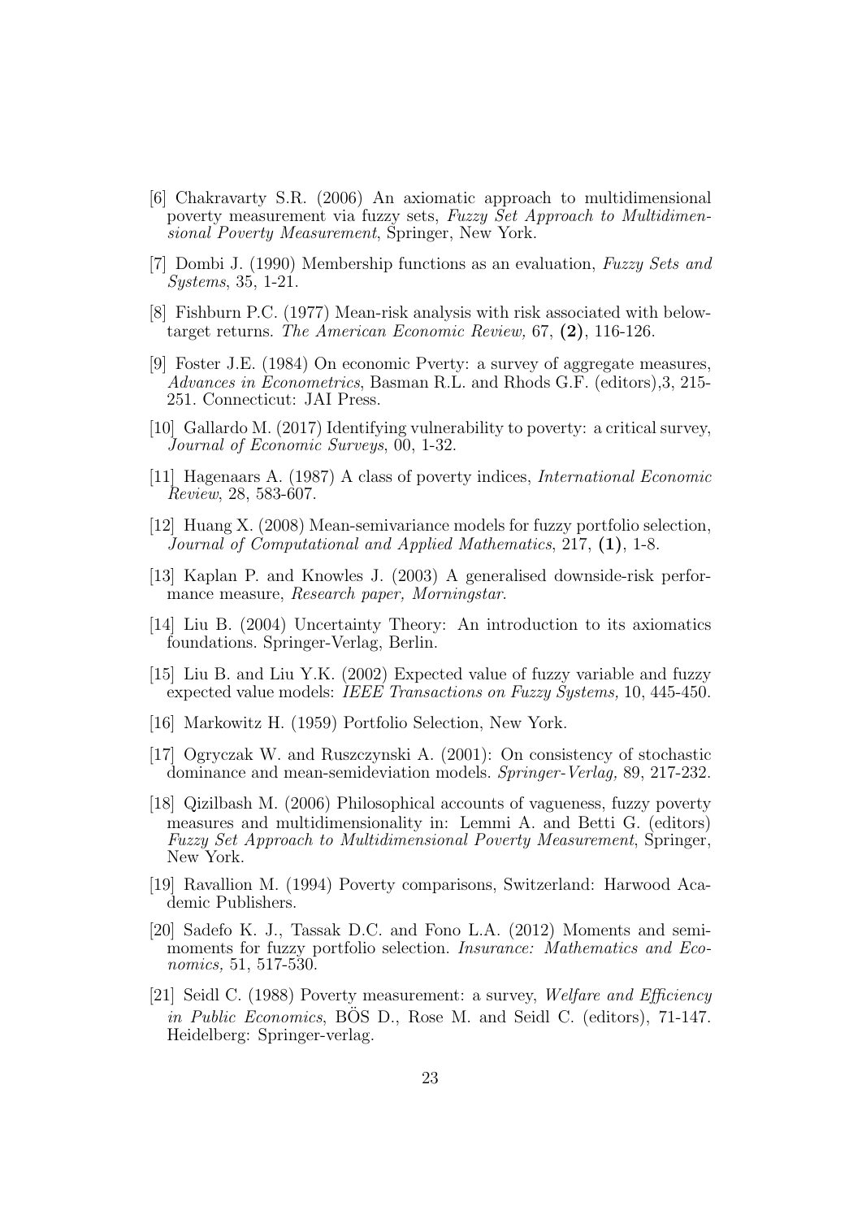[6] Chakravarty S.R. (2006) An axiomatic approach to multidimensional poverty measurement via fuzzy sets, *Fuzzy Set Approach to Multidimensional Poverty Measurement*, Springer, New York.

[7] Dombi J. (1990) Membership functions as an evaluation, *Fuzzy Sets and Systems*, 35, 1-21.

[8] Fishburn P.C. (1977) Mean-risk analysis with risk associated with below-target returns. *The American Economic Review,* 67, **(2)**, 116-126.

[9] Foster J.E. (1984) On economic Pverty: a survey of aggregate measures, *Advances in Econometrics*, Basman R.L. and Rhods G.F. (editors),3, 215-251. Connecticut: JAI Press.

[10] Gallardo M. (2017) Identifying vulnerability to poverty: a critical survey, *Journal of Economic Surveys*, 00, 1-32.

[11] Hagenaars A. (1987) A class of poverty indices, *International Economic Review*, 28, 583-607.

[12] Huang X. (2008) Mean-semivariance models for fuzzy portfolio selection, *Journal of Computational and Applied Mathematics*, 217, **(1)**, 1-8.

[13] Kaplan P. and Knowles J. (2003) A generalised downside-risk performance measure, *Research paper, Morningstar*.

[14] Liu B. (2004) Uncertainty Theory: An introduction to its axiomatics foundations. Springer-Verlag, Berlin.

[15] Liu B. and Liu Y.K. (2002) Expected value of fuzzy variable and fuzzy expected value models: *IEEE Transactions on Fuzzy Systems,* 10, 445-450.

[16] Markowitz H. (1959) Portfolio Selection, New York.

[17] Ogryczak W. and Ruszczynski A. (2001): On consistency of stochastic dominance and mean-semideviation models. *Springer-Verlag,* 89, 217-232.

[18] Qizilbash M. (2006) Philosophical accounts of vagueness, fuzzy poverty measures and multidimensionality in: Lemmi A. and Betti G. (editors) *Fuzzy Set Approach to Multidimensional Poverty Measurement*, Springer, New York.

[19] Ravallion M. (1994) Poverty comparisons, Switzerland: Harwood Academic Publishers.

[20] Sadefo K. J., Tassak D.C. and Fono L.A. (2012) Moments and semi-moments for fuzzy portfolio selection. *Insurance: Mathematics and Economics,* 51, 517-530.

[21] Seidl C. (1988) Poverty measurement: a survey, *Welfare and Efficiency in Public Economics*, BÖS D., Rose M. and Seidl C. (editors), 71-147. Heidelberg: Springer-verlag.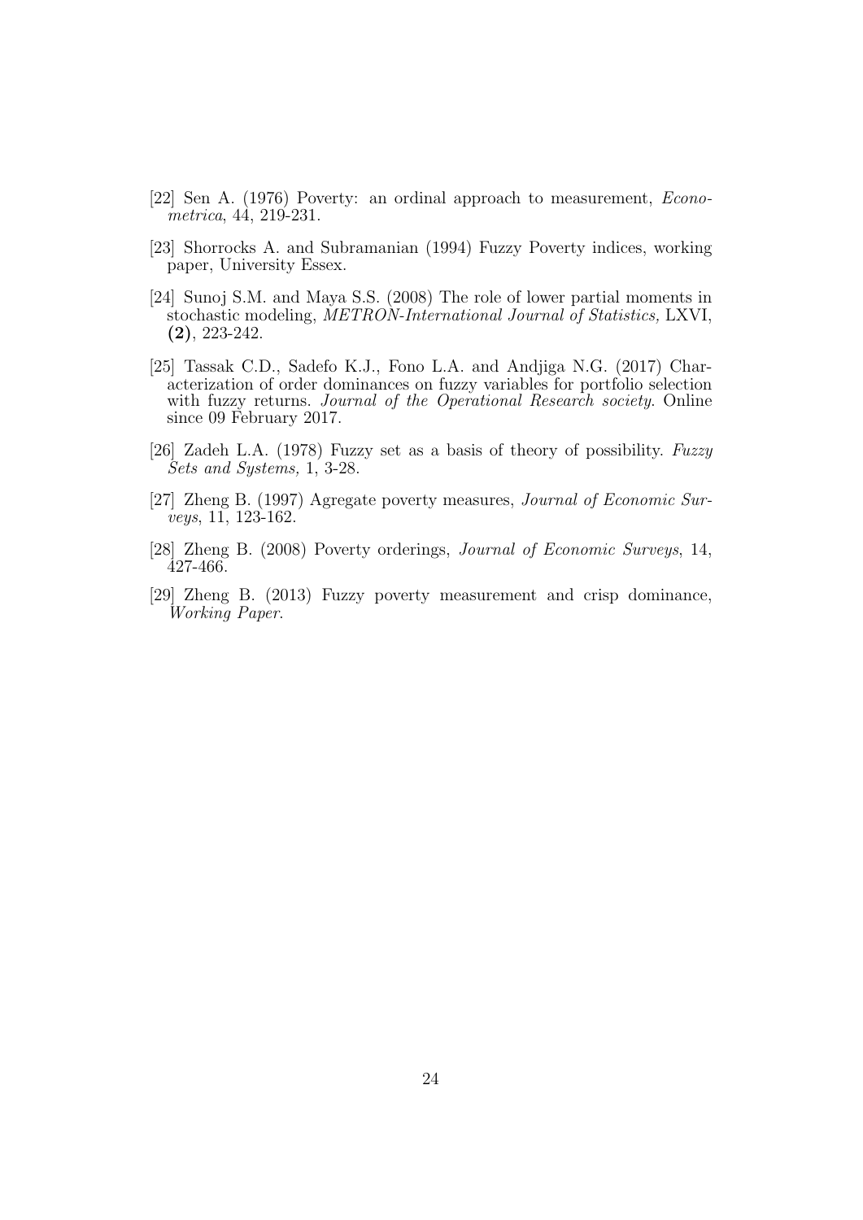[22] Sen A. (1976) Poverty: an ordinal approach to measurement, *Econometrica*, 44, 219-231.

[23] Shorrocks A. and Subramanian (1994) Fuzzy Poverty indices, working paper, University Essex.

[24] Sunoj S.M. and Maya S.S. (2008) The role of lower partial moments in stochastic modeling, *METRON-International Journal of Statistics,* LXVI, **(2)**, 223-242.

[25] Tassak C.D., Sadefo K.J., Fono L.A. and Andjiga N.G. (2017) Characterization of order dominances on fuzzy variables for portfolio selection with fuzzy returns. *Journal of the Operational Research society*. Online since 09 February 2017.

[26] Zadeh L.A. (1978) Fuzzy set as a basis of theory of possibility. *Fuzzy Sets and Systems,* 1, 3-28.

[27] Zheng B. (1997) Agregate poverty measures, *Journal of Economic Surveys*, 11, 123-162.

[28] Zheng B. (2008) Poverty orderings, *Journal of Economic Surveys*, 14, 427-466.

[29] Zheng B. (2013) Fuzzy poverty measurement and crisp dominance, *Working Paper*.